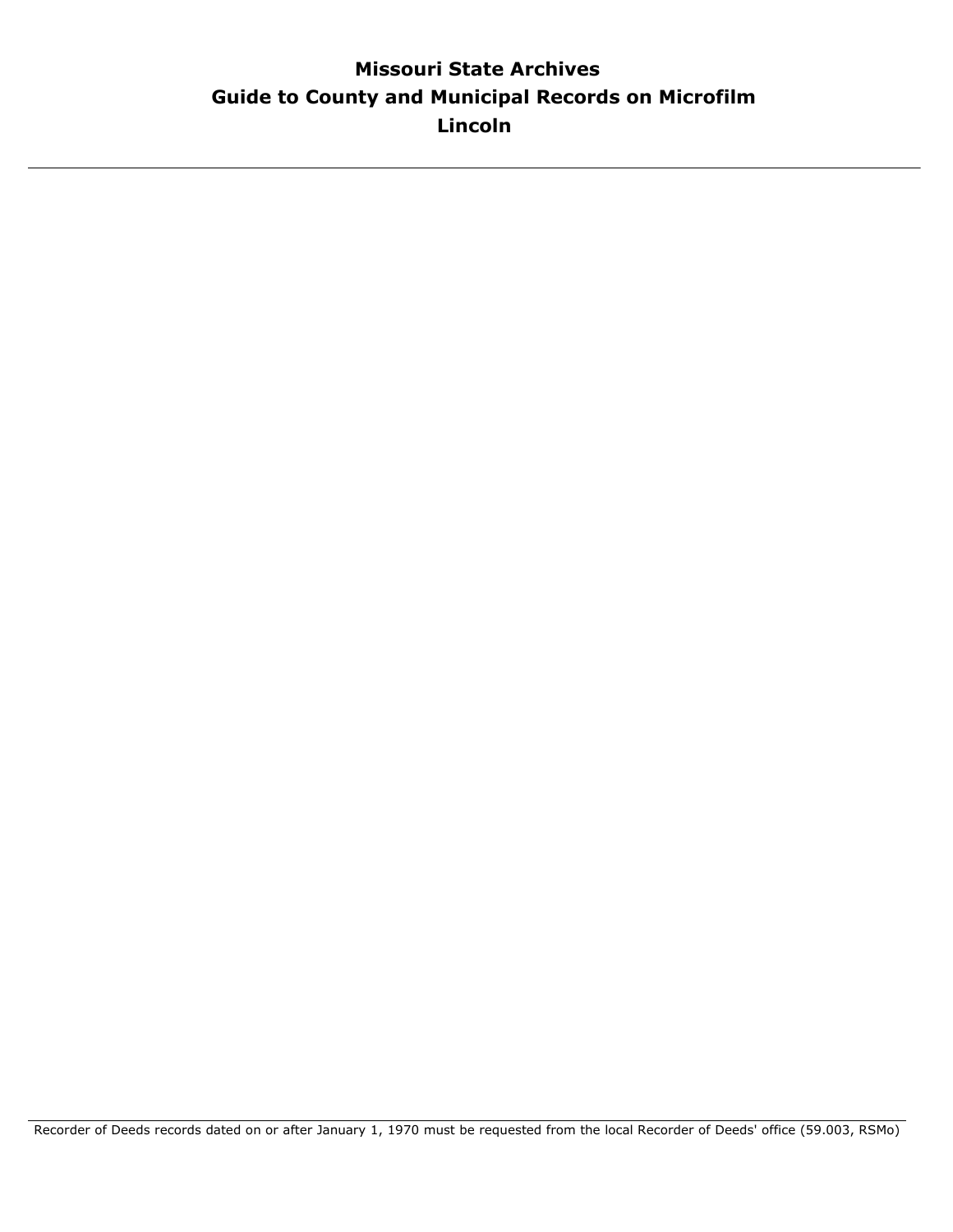# Missouri State Archives

## Guide to County and Municipal Records on Microfilm

## Lincoln

---

Recorder of Deeds records dated on or after January 1, 1970 must be requested from the local Recorder of Deeds' office (59.003, RSMo)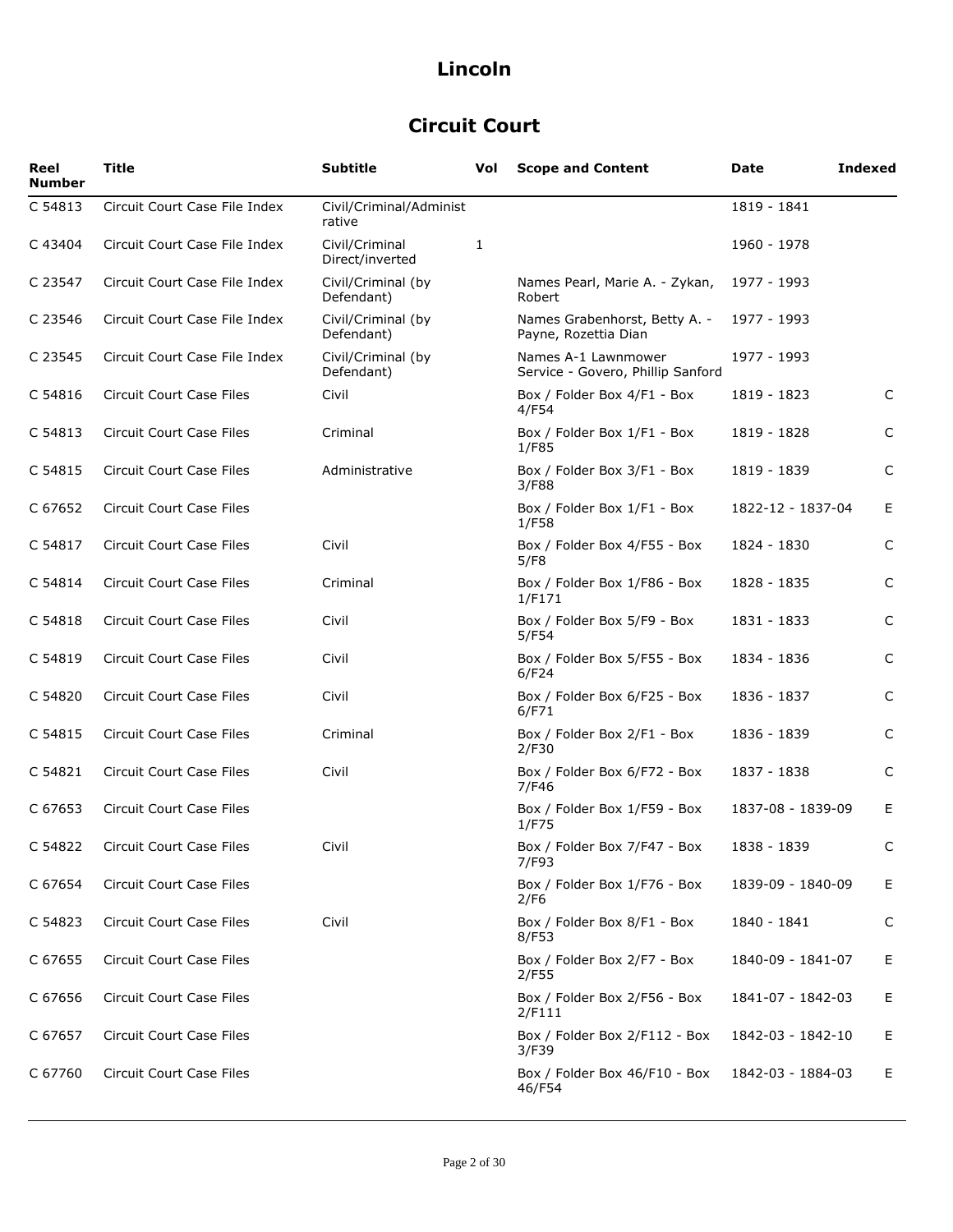# Lincoln

## Circuit Court

| Reel Number | Title | Subtitle | Vol | Scope and Content | Date | Indexed |
|---|---|---|---|---|---|---|
| C 54813 | Circuit Court Case File Index | Civil/Criminal/Administrative | | | 1819 - 1841 | |
| C 43404 | Circuit Court Case File Index | Civil/Criminal Direct/inverted | 1 | | 1960 - 1978 | |
| C 23547 | Circuit Court Case File Index | Civil/Criminal (by Defendant) | | Names Pearl, Marie A. - Zykan, Robert | 1977 - 1993 | |
| C 23546 | Circuit Court Case File Index | Civil/Criminal (by Defendant) | | Names Grabenhorst, Betty A. - Payne, Rozettia Dian | 1977 - 1993 | |
| C 23545 | Circuit Court Case File Index | Civil/Criminal (by Defendant) | | Names A-1 Lawnmower Service - Govero, Phillip Sanford | 1977 - 1993 | |
| C 54816 | Circuit Court Case Files | Civil | | Box / Folder Box 4/F1 - Box 4/F54 | 1819 - 1823 | C |
| C 54813 | Circuit Court Case Files | Criminal | | Box / Folder Box 1/F1 - Box 1/F85 | 1819 - 1828 | C |
| C 54815 | Circuit Court Case Files | Administrative | | Box / Folder Box 3/F1 - Box 3/F88 | 1819 - 1839 | C |
| C 67652 | Circuit Court Case Files | | | Box / Folder Box 1/F1 - Box 1/F58 | 1822-12 - 1837-04 | E |
| C 54817 | Circuit Court Case Files | Civil | | Box / Folder Box 4/F55 - Box 5/F8 | 1824 - 1830 | C |
| C 54814 | Circuit Court Case Files | Criminal | | Box / Folder Box 1/F86 - Box 1/F171 | 1828 - 1835 | C |
| C 54818 | Circuit Court Case Files | Civil | | Box / Folder Box 5/F9 - Box 5/F54 | 1831 - 1833 | C |
| C 54819 | Circuit Court Case Files | Civil | | Box / Folder Box 5/F55 - Box 6/F24 | 1834 - 1836 | C |
| C 54820 | Circuit Court Case Files | Civil | | Box / Folder Box 6/F25 - Box 6/F71 | 1836 - 1837 | C |
| C 54815 | Circuit Court Case Files | Criminal | | Box / Folder Box 2/F1 - Box 2/F30 | 1836 - 1839 | C |
| C 54821 | Circuit Court Case Files | Civil | | Box / Folder Box 6/F72 - Box 7/F46 | 1837 - 1838 | C |
| C 67653 | Circuit Court Case Files | | | Box / Folder Box 1/F59 - Box 1/F75 | 1837-08 - 1839-09 | E |
| C 54822 | Circuit Court Case Files | Civil | | Box / Folder Box 7/F47 - Box 7/F93 | 1838 - 1839 | C |
| C 67654 | Circuit Court Case Files | | | Box / Folder Box 1/F76 - Box 2/F6 | 1839-09 - 1840-09 | E |
| C 54823 | Circuit Court Case Files | Civil | | Box / Folder Box 8/F1 - Box 8/F53 | 1840 - 1841 | C |
| C 67655 | Circuit Court Case Files | | | Box / Folder Box 2/F7 - Box 2/F55 | 1840-09 - 1841-07 | E |
| C 67656 | Circuit Court Case Files | | | Box / Folder Box 2/F56 - Box 2/F111 | 1841-07 - 1842-03 | E |
| C 67657 | Circuit Court Case Files | | | Box / Folder Box 2/F112 - Box 3/F39 | 1842-03 - 1842-10 | E |
| C 67760 | Circuit Court Case Files | | | Box / Folder Box 46/F10 - Box 46/F54 | 1842-03 - 1884-03 | E |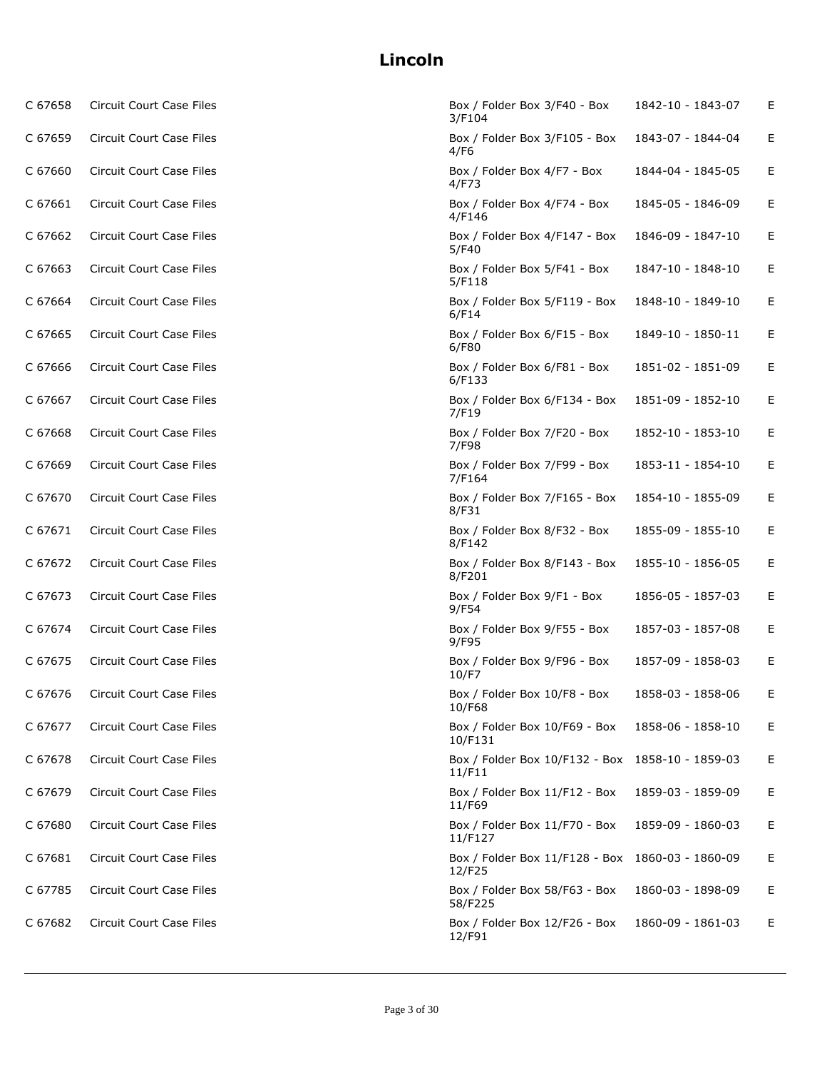# Lincoln

| | | | | |
|---|---|---|---|---|
| C 67658 | Circuit Court Case Files | Box / Folder Box 3/F40 - Box 3/F104 | 1842-10 - 1843-07 | E |
| C 67659 | Circuit Court Case Files | Box / Folder Box 3/F105 - Box 4/F6 | 1843-07 - 1844-04 | E |
| C 67660 | Circuit Court Case Files | Box / Folder Box 4/F7 - Box 4/F73 | 1844-04 - 1845-05 | E |
| C 67661 | Circuit Court Case Files | Box / Folder Box 4/F74 - Box 4/F146 | 1845-05 - 1846-09 | E |
| C 67662 | Circuit Court Case Files | Box / Folder Box 4/F147 - Box 5/F40 | 1846-09 - 1847-10 | E |
| C 67663 | Circuit Court Case Files | Box / Folder Box 5/F41 - Box 5/F118 | 1847-10 - 1848-10 | E |
| C 67664 | Circuit Court Case Files | Box / Folder Box 5/F119 - Box 6/F14 | 1848-10 - 1849-10 | E |
| C 67665 | Circuit Court Case Files | Box / Folder Box 6/F15 - Box 6/F80 | 1849-10 - 1850-11 | E |
| C 67666 | Circuit Court Case Files | Box / Folder Box 6/F81 - Box 6/F133 | 1851-02 - 1851-09 | E |
| C 67667 | Circuit Court Case Files | Box / Folder Box 6/F134 - Box 7/F19 | 1851-09 - 1852-10 | E |
| C 67668 | Circuit Court Case Files | Box / Folder Box 7/F20 - Box 7/F98 | 1852-10 - 1853-10 | E |
| C 67669 | Circuit Court Case Files | Box / Folder Box 7/F99 - Box 7/F164 | 1853-11 - 1854-10 | E |
| C 67670 | Circuit Court Case Files | Box / Folder Box 7/F165 - Box 8/F31 | 1854-10 - 1855-09 | E |
| C 67671 | Circuit Court Case Files | Box / Folder Box 8/F32 - Box 8/F142 | 1855-09 - 1855-10 | E |
| C 67672 | Circuit Court Case Files | Box / Folder Box 8/F143 - Box 8/F201 | 1855-10 - 1856-05 | E |
| C 67673 | Circuit Court Case Files | Box / Folder Box 9/F1 - Box 9/F54 | 1856-05 - 1857-03 | E |
| C 67674 | Circuit Court Case Files | Box / Folder Box 9/F55 - Box 9/F95 | 1857-03 - 1857-08 | E |
| C 67675 | Circuit Court Case Files | Box / Folder Box 9/F96 - Box 10/F7 | 1857-09 - 1858-03 | E |
| C 67676 | Circuit Court Case Files | Box / Folder Box 10/F8 - Box 10/F68 | 1858-03 - 1858-06 | E |
| C 67677 | Circuit Court Case Files | Box / Folder Box 10/F69 - Box 10/F131 | 1858-06 - 1858-10 | E |
| C 67678 | Circuit Court Case Files | Box / Folder Box 10/F132 - Box 11/F11 | 1858-10 - 1859-03 | E |
| C 67679 | Circuit Court Case Files | Box / Folder Box 11/F12 - Box 11/F69 | 1859-03 - 1859-09 | E |
| C 67680 | Circuit Court Case Files | Box / Folder Box 11/F70 - Box 11/F127 | 1859-09 - 1860-03 | E |
| C 67681 | Circuit Court Case Files | Box / Folder Box 11/F128 - Box 12/F25 | 1860-03 - 1860-09 | E |
| C 67785 | Circuit Court Case Files | Box / Folder Box 58/F63 - Box 58/F225 | 1860-03 - 1898-09 | E |
| C 67682 | Circuit Court Case Files | Box / Folder Box 12/F26 - Box 12/F91 | 1860-09 - 1861-03 | E |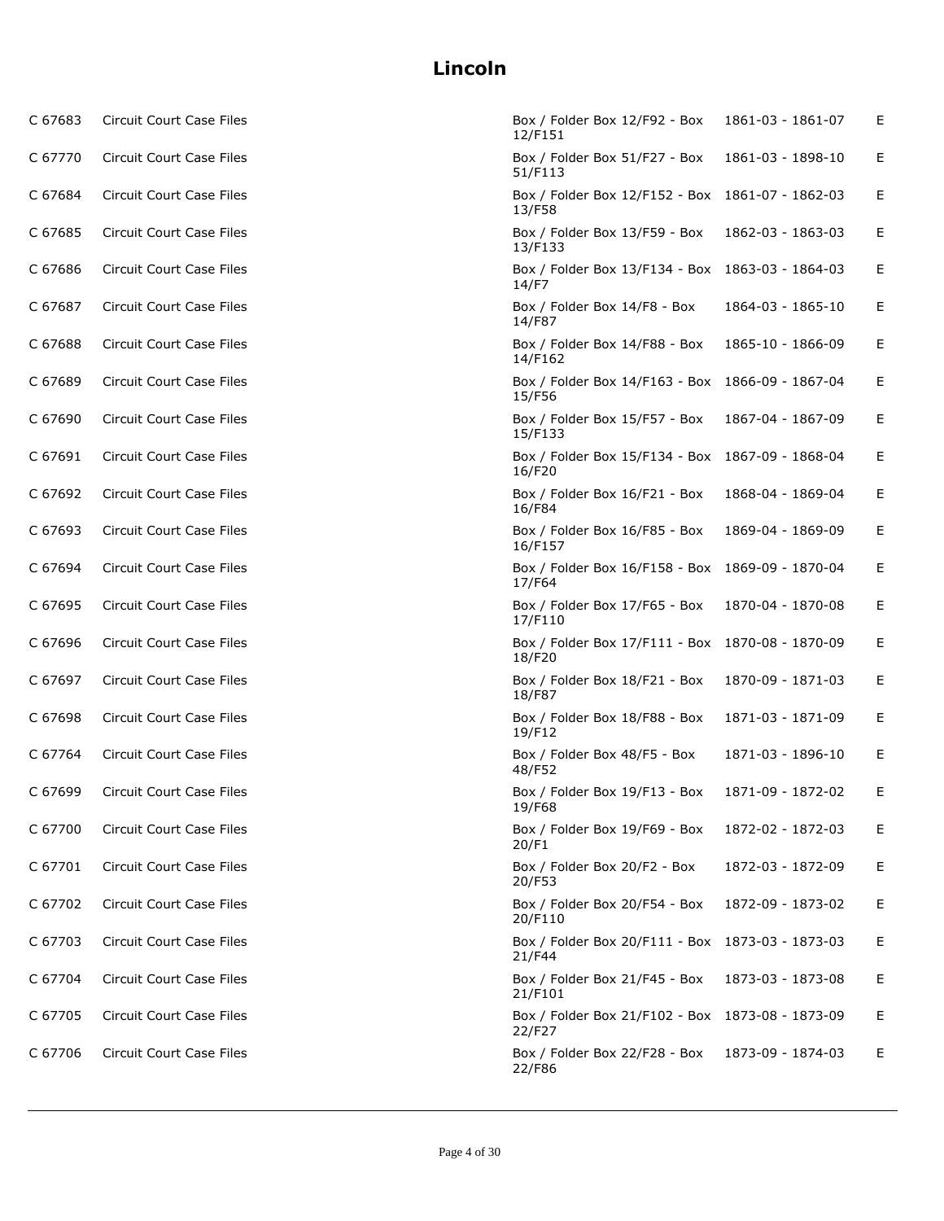# Lincoln

| | | | | |
|---|---|---|---|---|
| C 67683 | Circuit Court Case Files | Box / Folder Box 12/F92 - Box 12/F151 | 1861-03 - 1861-07 | E |
| C 67770 | Circuit Court Case Files | Box / Folder Box 51/F27 - Box 51/F113 | 1861-03 - 1898-10 | E |
| C 67684 | Circuit Court Case Files | Box / Folder Box 12/F152 - Box 13/F58 | 1861-07 - 1862-03 | E |
| C 67685 | Circuit Court Case Files | Box / Folder Box 13/F59 - Box 13/F133 | 1862-03 - 1863-03 | E |
| C 67686 | Circuit Court Case Files | Box / Folder Box 13/F134 - Box 14/F7 | 1863-03 - 1864-03 | E |
| C 67687 | Circuit Court Case Files | Box / Folder Box 14/F8 - Box 14/F87 | 1864-03 - 1865-10 | E |
| C 67688 | Circuit Court Case Files | Box / Folder Box 14/F88 - Box 14/F162 | 1865-10 - 1866-09 | E |
| C 67689 | Circuit Court Case Files | Box / Folder Box 14/F163 - Box 15/F56 | 1866-09 - 1867-04 | E |
| C 67690 | Circuit Court Case Files | Box / Folder Box 15/F57 - Box 15/F133 | 1867-04 - 1867-09 | E |
| C 67691 | Circuit Court Case Files | Box / Folder Box 15/F134 - Box 16/F20 | 1867-09 - 1868-04 | E |
| C 67692 | Circuit Court Case Files | Box / Folder Box 16/F21 - Box 16/F84 | 1868-04 - 1869-04 | E |
| C 67693 | Circuit Court Case Files | Box / Folder Box 16/F85 - Box 16/F157 | 1869-04 - 1869-09 | E |
| C 67694 | Circuit Court Case Files | Box / Folder Box 16/F158 - Box 17/F64 | 1869-09 - 1870-04 | E |
| C 67695 | Circuit Court Case Files | Box / Folder Box 17/F65 - Box 17/F110 | 1870-04 - 1870-08 | E |
| C 67696 | Circuit Court Case Files | Box / Folder Box 17/F111 - Box 18/F20 | 1870-08 - 1870-09 | E |
| C 67697 | Circuit Court Case Files | Box / Folder Box 18/F21 - Box 18/F87 | 1870-09 - 1871-03 | E |
| C 67698 | Circuit Court Case Files | Box / Folder Box 18/F88 - Box 19/F12 | 1871-03 - 1871-09 | E |
| C 67764 | Circuit Court Case Files | Box / Folder Box 48/F5 - Box 48/F52 | 1871-03 - 1896-10 | E |
| C 67699 | Circuit Court Case Files | Box / Folder Box 19/F13 - Box 19/F68 | 1871-09 - 1872-02 | E |
| C 67700 | Circuit Court Case Files | Box / Folder Box 19/F69 - Box 20/F1 | 1872-02 - 1872-03 | E |
| C 67701 | Circuit Court Case Files | Box / Folder Box 20/F2 - Box 20/F53 | 1872-03 - 1872-09 | E |
| C 67702 | Circuit Court Case Files | Box / Folder Box 20/F54 - Box 20/F110 | 1872-09 - 1873-02 | E |
| C 67703 | Circuit Court Case Files | Box / Folder Box 20/F111 - Box 21/F44 | 1873-03 - 1873-03 | E |
| C 67704 | Circuit Court Case Files | Box / Folder Box 21/F45 - Box 21/F101 | 1873-03 - 1873-08 | E |
| C 67705 | Circuit Court Case Files | Box / Folder Box 21/F102 - Box 22/F27 | 1873-08 - 1873-09 | E |
| C 67706 | Circuit Court Case Files | Box / Folder Box 22/F28 - Box 22/F86 | 1873-09 - 1874-03 | E |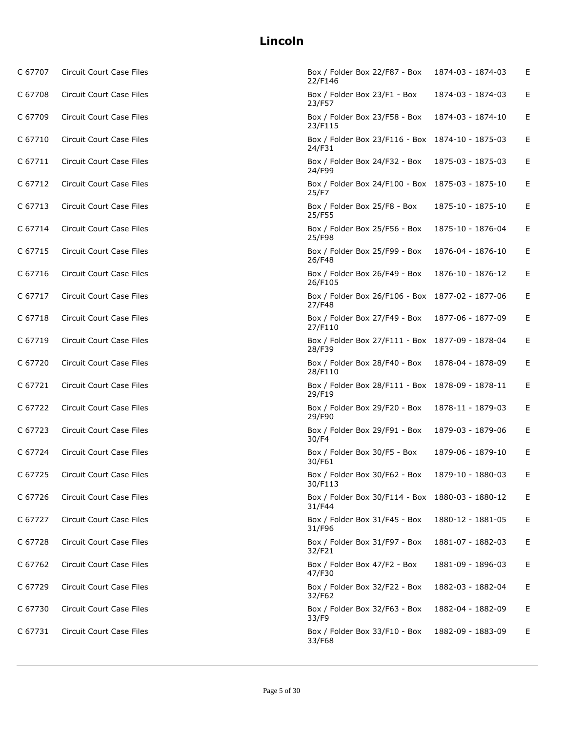# Lincoln

| | | | | |
|---|---|---|---|---|
| C 67707 | Circuit Court Case Files | Box / Folder Box 22/F87 - Box 22/F146 | 1874-03 - 1874-03 | E |
| C 67708 | Circuit Court Case Files | Box / Folder Box 23/F1 - Box 23/F57 | 1874-03 - 1874-03 | E |
| C 67709 | Circuit Court Case Files | Box / Folder Box 23/F58 - Box 23/F115 | 1874-03 - 1874-10 | E |
| C 67710 | Circuit Court Case Files | Box / Folder Box 23/F116 - Box 24/F31 | 1874-10 - 1875-03 | E |
| C 67711 | Circuit Court Case Files | Box / Folder Box 24/F32 - Box 24/F99 | 1875-03 - 1875-03 | E |
| C 67712 | Circuit Court Case Files | Box / Folder Box 24/F100 - Box 25/F7 | 1875-03 - 1875-10 | E |
| C 67713 | Circuit Court Case Files | Box / Folder Box 25/F8 - Box 25/F55 | 1875-10 - 1875-10 | E |
| C 67714 | Circuit Court Case Files | Box / Folder Box 25/F56 - Box 25/F98 | 1875-10 - 1876-04 | E |
| C 67715 | Circuit Court Case Files | Box / Folder Box 25/F99 - Box 26/F48 | 1876-04 - 1876-10 | E |
| C 67716 | Circuit Court Case Files | Box / Folder Box 26/F49 - Box 26/F105 | 1876-10 - 1876-12 | E |
| C 67717 | Circuit Court Case Files | Box / Folder Box 26/F106 - Box 27/F48 | 1877-02 - 1877-06 | E |
| C 67718 | Circuit Court Case Files | Box / Folder Box 27/F49 - Box 27/F110 | 1877-06 - 1877-09 | E |
| C 67719 | Circuit Court Case Files | Box / Folder Box 27/F111 - Box 28/F39 | 1877-09 - 1878-04 | E |
| C 67720 | Circuit Court Case Files | Box / Folder Box 28/F40 - Box 28/F110 | 1878-04 - 1878-09 | E |
| C 67721 | Circuit Court Case Files | Box / Folder Box 28/F111 - Box 29/F19 | 1878-09 - 1878-11 | E |
| C 67722 | Circuit Court Case Files | Box / Folder Box 29/F20 - Box 29/F90 | 1878-11 - 1879-03 | E |
| C 67723 | Circuit Court Case Files | Box / Folder Box 29/F91 - Box 30/F4 | 1879-03 - 1879-06 | E |
| C 67724 | Circuit Court Case Files | Box / Folder Box 30/F5 - Box 30/F61 | 1879-06 - 1879-10 | E |
| C 67725 | Circuit Court Case Files | Box / Folder Box 30/F62 - Box 30/F113 | 1879-10 - 1880-03 | E |
| C 67726 | Circuit Court Case Files | Box / Folder Box 30/F114 - Box 31/F44 | 1880-03 - 1880-12 | E |
| C 67727 | Circuit Court Case Files | Box / Folder Box 31/F45 - Box 31/F96 | 1880-12 - 1881-05 | E |
| C 67728 | Circuit Court Case Files | Box / Folder Box 31/F97 - Box 32/F21 | 1881-07 - 1882-03 | E |
| C 67762 | Circuit Court Case Files | Box / Folder Box 47/F2 - Box 47/F30 | 1881-09 - 1896-03 | E |
| C 67729 | Circuit Court Case Files | Box / Folder Box 32/F22 - Box 32/F62 | 1882-03 - 1882-04 | E |
| C 67730 | Circuit Court Case Files | Box / Folder Box 32/F63 - Box 33/F9 | 1882-04 - 1882-09 | E |
| C 67731 | Circuit Court Case Files | Box / Folder Box 33/F10 - Box 33/F68 | 1882-09 - 1883-09 | E |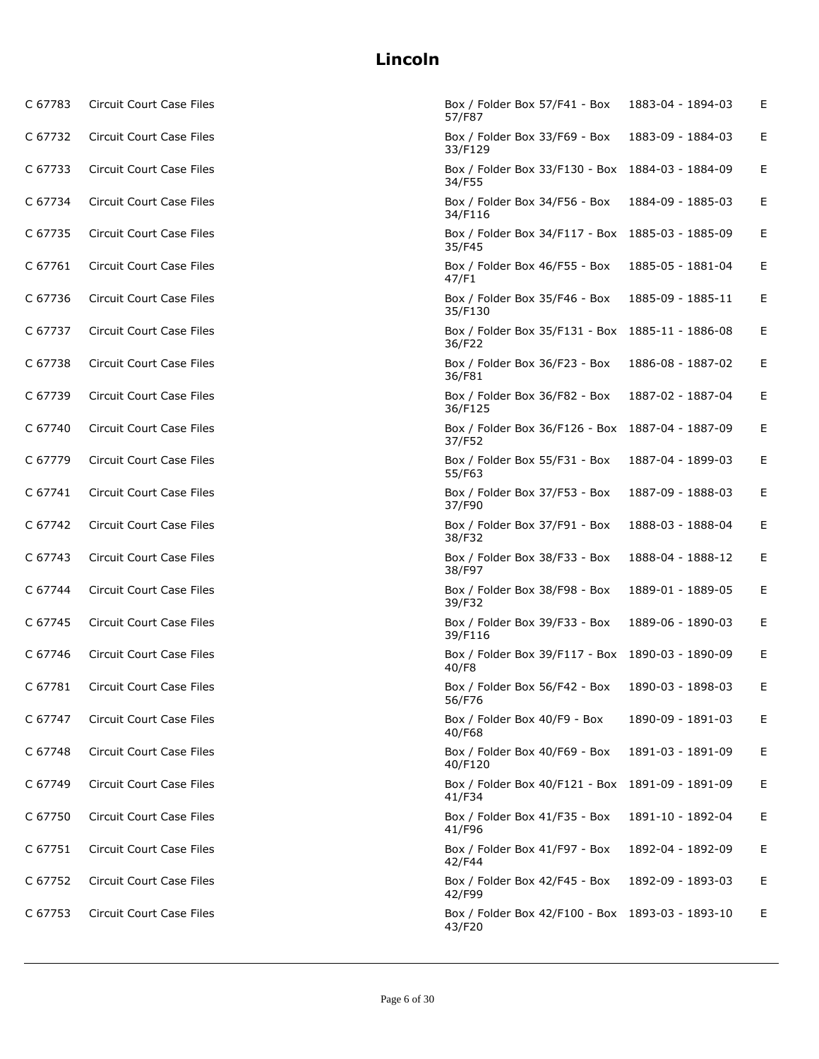# Lincoln

| | | | | |
|---|---|---|---|---|
| C 67783 | Circuit Court Case Files | Box / Folder Box 57/F41 - Box 57/F87 | 1883-04 - 1894-03 | E |
| C 67732 | Circuit Court Case Files | Box / Folder Box 33/F69 - Box 33/F129 | 1883-09 - 1884-03 | E |
| C 67733 | Circuit Court Case Files | Box / Folder Box 33/F130 - Box 34/F55 | 1884-03 - 1884-09 | E |
| C 67734 | Circuit Court Case Files | Box / Folder Box 34/F56 - Box 34/F116 | 1884-09 - 1885-03 | E |
| C 67735 | Circuit Court Case Files | Box / Folder Box 34/F117 - Box 35/F45 | 1885-03 - 1885-09 | E |
| C 67761 | Circuit Court Case Files | Box / Folder Box 46/F55 - Box 47/F1 | 1885-05 - 1881-04 | E |
| C 67736 | Circuit Court Case Files | Box / Folder Box 35/F46 - Box 35/F130 | 1885-09 - 1885-11 | E |
| C 67737 | Circuit Court Case Files | Box / Folder Box 35/F131 - Box 36/F22 | 1885-11 - 1886-08 | E |
| C 67738 | Circuit Court Case Files | Box / Folder Box 36/F23 - Box 36/F81 | 1886-08 - 1887-02 | E |
| C 67739 | Circuit Court Case Files | Box / Folder Box 36/F82 - Box 36/F125 | 1887-02 - 1887-04 | E |
| C 67740 | Circuit Court Case Files | Box / Folder Box 36/F126 - Box 37/F52 | 1887-04 - 1887-09 | E |
| C 67779 | Circuit Court Case Files | Box / Folder Box 55/F31 - Box 55/F63 | 1887-04 - 1899-03 | E |
| C 67741 | Circuit Court Case Files | Box / Folder Box 37/F53 - Box 37/F90 | 1887-09 - 1888-03 | E |
| C 67742 | Circuit Court Case Files | Box / Folder Box 37/F91 - Box 38/F32 | 1888-03 - 1888-04 | E |
| C 67743 | Circuit Court Case Files | Box / Folder Box 38/F33 - Box 38/F97 | 1888-04 - 1888-12 | E |
| C 67744 | Circuit Court Case Files | Box / Folder Box 38/F98 - Box 39/F32 | 1889-01 - 1889-05 | E |
| C 67745 | Circuit Court Case Files | Box / Folder Box 39/F33 - Box 39/F116 | 1889-06 - 1890-03 | E |
| C 67746 | Circuit Court Case Files | Box / Folder Box 39/F117 - Box 40/F8 | 1890-03 - 1890-09 | E |
| C 67781 | Circuit Court Case Files | Box / Folder Box 56/F42 - Box 56/F76 | 1890-03 - 1898-03 | E |
| C 67747 | Circuit Court Case Files | Box / Folder Box 40/F9 - Box 40/F68 | 1890-09 - 1891-03 | E |
| C 67748 | Circuit Court Case Files | Box / Folder Box 40/F69 - Box 40/F120 | 1891-03 - 1891-09 | E |
| C 67749 | Circuit Court Case Files | Box / Folder Box 40/F121 - Box 41/F34 | 1891-09 - 1891-09 | E |
| C 67750 | Circuit Court Case Files | Box / Folder Box 41/F35 - Box 41/F96 | 1891-10 - 1892-04 | E |
| C 67751 | Circuit Court Case Files | Box / Folder Box 41/F97 - Box 42/F44 | 1892-04 - 1892-09 | E |
| C 67752 | Circuit Court Case Files | Box / Folder Box 42/F45 - Box 42/F99 | 1892-09 - 1893-03 | E |
| C 67753 | Circuit Court Case Files | Box / Folder Box 42/F100 - Box 43/F20 | 1893-03 - 1893-10 | E |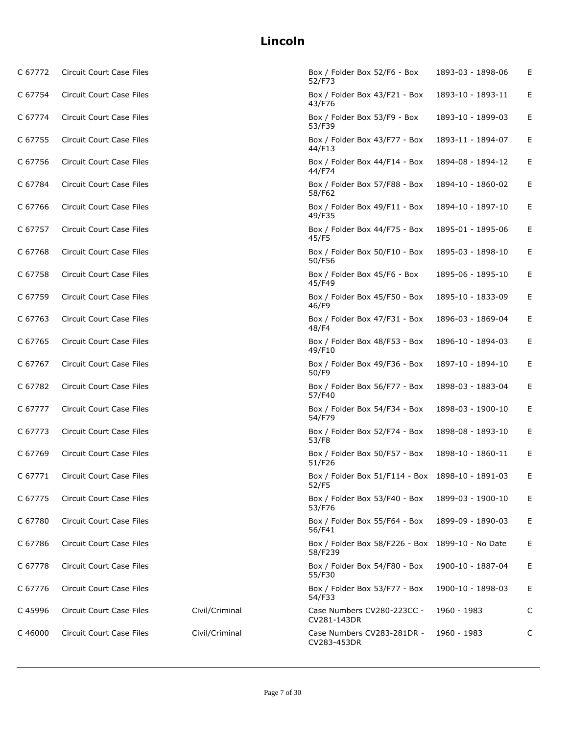# Lincoln

| | | | | | |
|---|---|---|---|---|---|
| C 67772 | Circuit Court Case Files | | Box / Folder Box 52/F6 - Box 52/F73 | 1893-03 - 1898-06 | E |
| C 67754 | Circuit Court Case Files | | Box / Folder Box 43/F21 - Box 43/F76 | 1893-10 - 1893-11 | E |
| C 67774 | Circuit Court Case Files | | Box / Folder Box 53/F9 - Box 53/F39 | 1893-10 - 1899-03 | E |
| C 67755 | Circuit Court Case Files | | Box / Folder Box 43/F77 - Box 44/F13 | 1893-11 - 1894-07 | E |
| C 67756 | Circuit Court Case Files | | Box / Folder Box 44/F14 - Box 44/F74 | 1894-08 - 1894-12 | E |
| C 67784 | Circuit Court Case Files | | Box / Folder Box 57/F88 - Box 58/F62 | 1894-10 - 1860-02 | E |
| C 67766 | Circuit Court Case Files | | Box / Folder Box 49/F11 - Box 49/F35 | 1894-10 - 1897-10 | E |
| C 67757 | Circuit Court Case Files | | Box / Folder Box 44/F75 - Box 45/F5 | 1895-01 - 1895-06 | E |
| C 67768 | Circuit Court Case Files | | Box / Folder Box 50/F10 - Box 50/F56 | 1895-03 - 1898-10 | E |
| C 67758 | Circuit Court Case Files | | Box / Folder Box 45/F6 - Box 45/F49 | 1895-06 - 1895-10 | E |
| C 67759 | Circuit Court Case Files | | Box / Folder Box 45/F50 - Box 46/F9 | 1895-10 - 1833-09 | E |
| C 67763 | Circuit Court Case Files | | Box / Folder Box 47/F31 - Box 48/F4 | 1896-03 - 1869-04 | E |
| C 67765 | Circuit Court Case Files | | Box / Folder Box 48/F53 - Box 49/F10 | 1896-10 - 1894-03 | E |
| C 67767 | Circuit Court Case Files | | Box / Folder Box 49/F36 - Box 50/F9 | 1897-10 - 1894-10 | E |
| C 67782 | Circuit Court Case Files | | Box / Folder Box 56/F77 - Box 57/F40 | 1898-03 - 1883-04 | E |
| C 67777 | Circuit Court Case Files | | Box / Folder Box 54/F34 - Box 54/F79 | 1898-03 - 1900-10 | E |
| C 67773 | Circuit Court Case Files | | Box / Folder Box 52/F74 - Box 53/F8 | 1898-08 - 1893-10 | E |
| C 67769 | Circuit Court Case Files | | Box / Folder Box 50/F57 - Box 51/F26 | 1898-10 - 1860-11 | E |
| C 67771 | Circuit Court Case Files | | Box / Folder Box 51/F114 - Box 52/F5 | 1898-10 - 1891-03 | E |
| C 67775 | Circuit Court Case Files | | Box / Folder Box 53/F40 - Box 53/F76 | 1899-03 - 1900-10 | E |
| C 67780 | Circuit Court Case Files | | Box / Folder Box 55/F64 - Box 56/F41 | 1899-09 - 1890-03 | E |
| C 67786 | Circuit Court Case Files | | Box / Folder Box 58/F226 - Box 58/F239 | 1899-10 - No Date | E |
| C 67778 | Circuit Court Case Files | | Box / Folder Box 54/F80 - Box 55/F30 | 1900-10 - 1887-04 | E |
| C 67776 | Circuit Court Case Files | | Box / Folder Box 53/F77 - Box 54/F33 | 1900-10 - 1898-03 | E |
| C 45996 | Circuit Court Case Files | Civil/Criminal | Case Numbers CV280-223CC - CV281-143DR | 1960 - 1983 | C |
| C 46000 | Circuit Court Case Files | Civil/Criminal | Case Numbers CV283-281DR - CV283-453DR | 1960 - 1983 | C |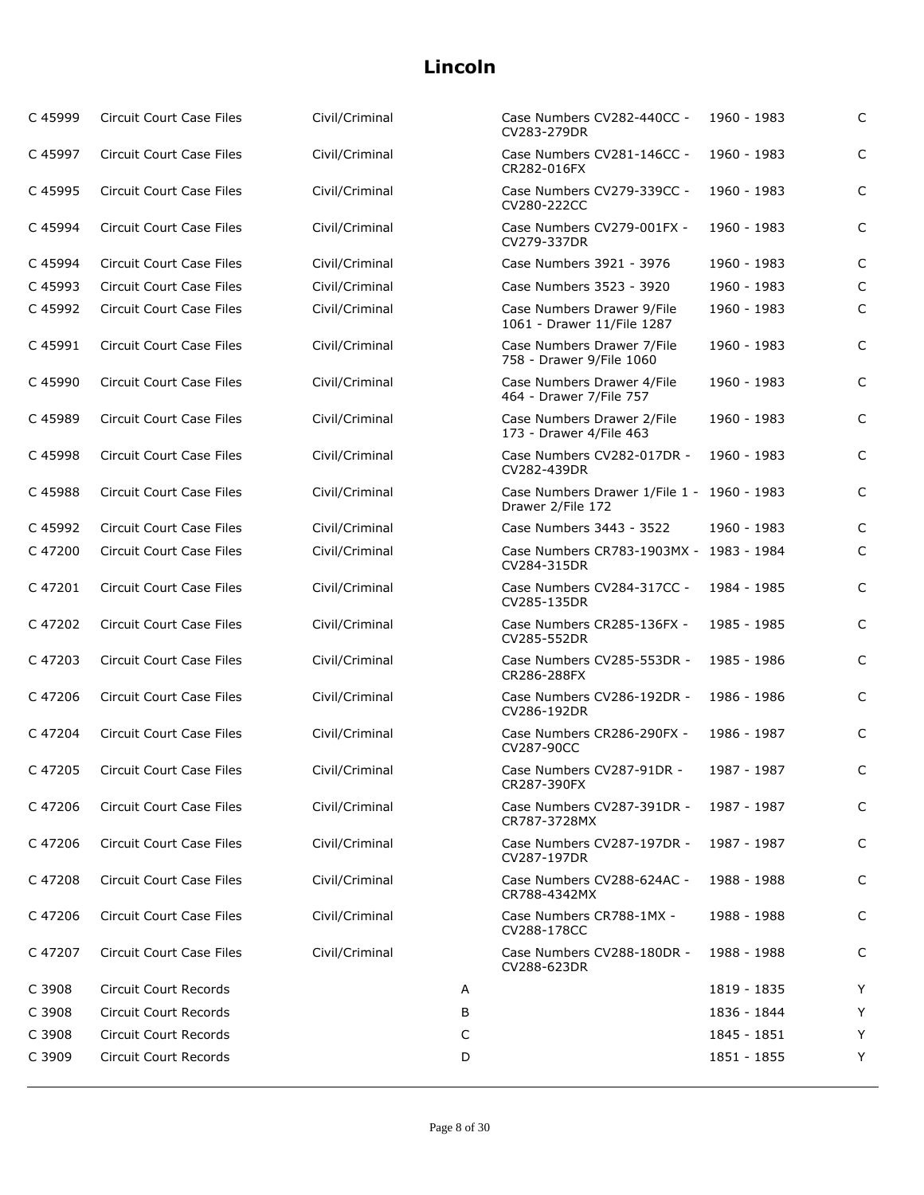# Lincoln

| | | | | | | |
|---|---|---|---|---|---|---|
| C 45999 | Circuit Court Case Files | Civil/Criminal | | Case Numbers CV282-440CC - CV283-279DR | 1960 - 1983 | C |
| C 45997 | Circuit Court Case Files | Civil/Criminal | | Case Numbers CV281-146CC - CR282-016FX | 1960 - 1983 | C |
| C 45995 | Circuit Court Case Files | Civil/Criminal | | Case Numbers CV279-339CC - CV280-222CC | 1960 - 1983 | C |
| C 45994 | Circuit Court Case Files | Civil/Criminal | | Case Numbers CV279-001FX - CV279-337DR | 1960 - 1983 | C |
| C 45994 | Circuit Court Case Files | Civil/Criminal | | Case Numbers 3921 - 3976 | 1960 - 1983 | C |
| C 45993 | Circuit Court Case Files | Civil/Criminal | | Case Numbers 3523 - 3920 | 1960 - 1983 | C |
| C 45992 | Circuit Court Case Files | Civil/Criminal | | Case Numbers Drawer 9/File 1061 - Drawer 11/File 1287 | 1960 - 1983 | C |
| C 45991 | Circuit Court Case Files | Civil/Criminal | | Case Numbers Drawer 7/File 758 - Drawer 9/File 1060 | 1960 - 1983 | C |
| C 45990 | Circuit Court Case Files | Civil/Criminal | | Case Numbers Drawer 4/File 464 - Drawer 7/File 757 | 1960 - 1983 | C |
| C 45989 | Circuit Court Case Files | Civil/Criminal | | Case Numbers Drawer 2/File 173 - Drawer 4/File 463 | 1960 - 1983 | C |
| C 45998 | Circuit Court Case Files | Civil/Criminal | | Case Numbers CV282-017DR - CV282-439DR | 1960 - 1983 | C |
| C 45988 | Circuit Court Case Files | Civil/Criminal | | Case Numbers Drawer 1/File 1 - Drawer 2/File 172 | 1960 - 1983 | C |
| C 45992 | Circuit Court Case Files | Civil/Criminal | | Case Numbers 3443 - 3522 | 1960 - 1983 | C |
| C 47200 | Circuit Court Case Files | Civil/Criminal | | Case Numbers CR783-1903MX - CV284-315DR | 1983 - 1984 | C |
| C 47201 | Circuit Court Case Files | Civil/Criminal | | Case Numbers CV284-317CC - CV285-135DR | 1984 - 1985 | C |
| C 47202 | Circuit Court Case Files | Civil/Criminal | | Case Numbers CR285-136FX - CV285-552DR | 1985 - 1985 | C |
| C 47203 | Circuit Court Case Files | Civil/Criminal | | Case Numbers CV285-553DR - CR286-288FX | 1985 - 1986 | C |
| C 47206 | Circuit Court Case Files | Civil/Criminal | | Case Numbers CV286-192DR - CV286-192DR | 1986 - 1986 | C |
| C 47204 | Circuit Court Case Files | Civil/Criminal | | Case Numbers CR286-290FX - CV287-90CC | 1986 - 1987 | C |
| C 47205 | Circuit Court Case Files | Civil/Criminal | | Case Numbers CV287-91DR - CR287-390FX | 1987 - 1987 | C |
| C 47206 | Circuit Court Case Files | Civil/Criminal | | Case Numbers CV287-391DR - CR787-3728MX | 1987 - 1987 | C |
| C 47206 | Circuit Court Case Files | Civil/Criminal | | Case Numbers CV287-197DR - CV287-197DR | 1987 - 1987 | C |
| C 47208 | Circuit Court Case Files | Civil/Criminal | | Case Numbers CV288-624AC - CR788-4342MX | 1988 - 1988 | C |
| C 47206 | Circuit Court Case Files | Civil/Criminal | | Case Numbers CR788-1MX - CV288-178CC | 1988 - 1988 | C |
| C 47207 | Circuit Court Case Files | Civil/Criminal | | Case Numbers CV288-180DR - CV288-623DR | 1988 - 1988 | C |
| C 3908 | Circuit Court Records | | A | | 1819 - 1835 | Y |
| C 3908 | Circuit Court Records | | B | | 1836 - 1844 | Y |
| C 3908 | Circuit Court Records | | C | | 1845 - 1851 | Y |
| C 3909 | Circuit Court Records | | D | | 1851 - 1855 | Y |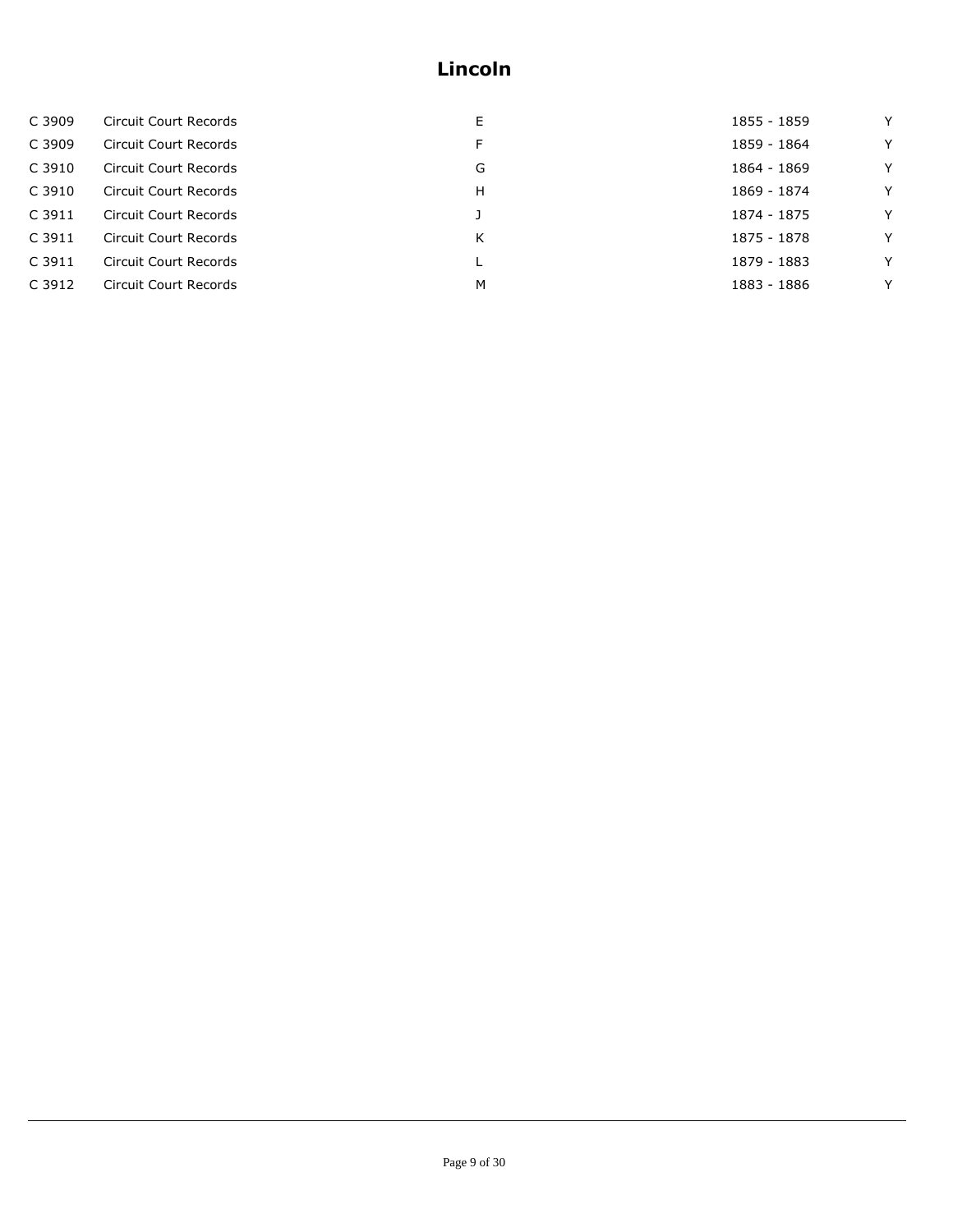# Lincoln

| | | | | |
|---|---|---|---|---|
| C 3909 | Circuit Court Records | E | 1855 - 1859 | Y |
| C 3909 | Circuit Court Records | F | 1859 - 1864 | Y |
| C 3910 | Circuit Court Records | G | 1864 - 1869 | Y |
| C 3910 | Circuit Court Records | H | 1869 - 1874 | Y |
| C 3911 | Circuit Court Records | J | 1874 - 1875 | Y |
| C 3911 | Circuit Court Records | K | 1875 - 1878 | Y |
| C 3911 | Circuit Court Records | L | 1879 - 1883 | Y |
| C 3912 | Circuit Court Records | M | 1883 - 1886 | Y |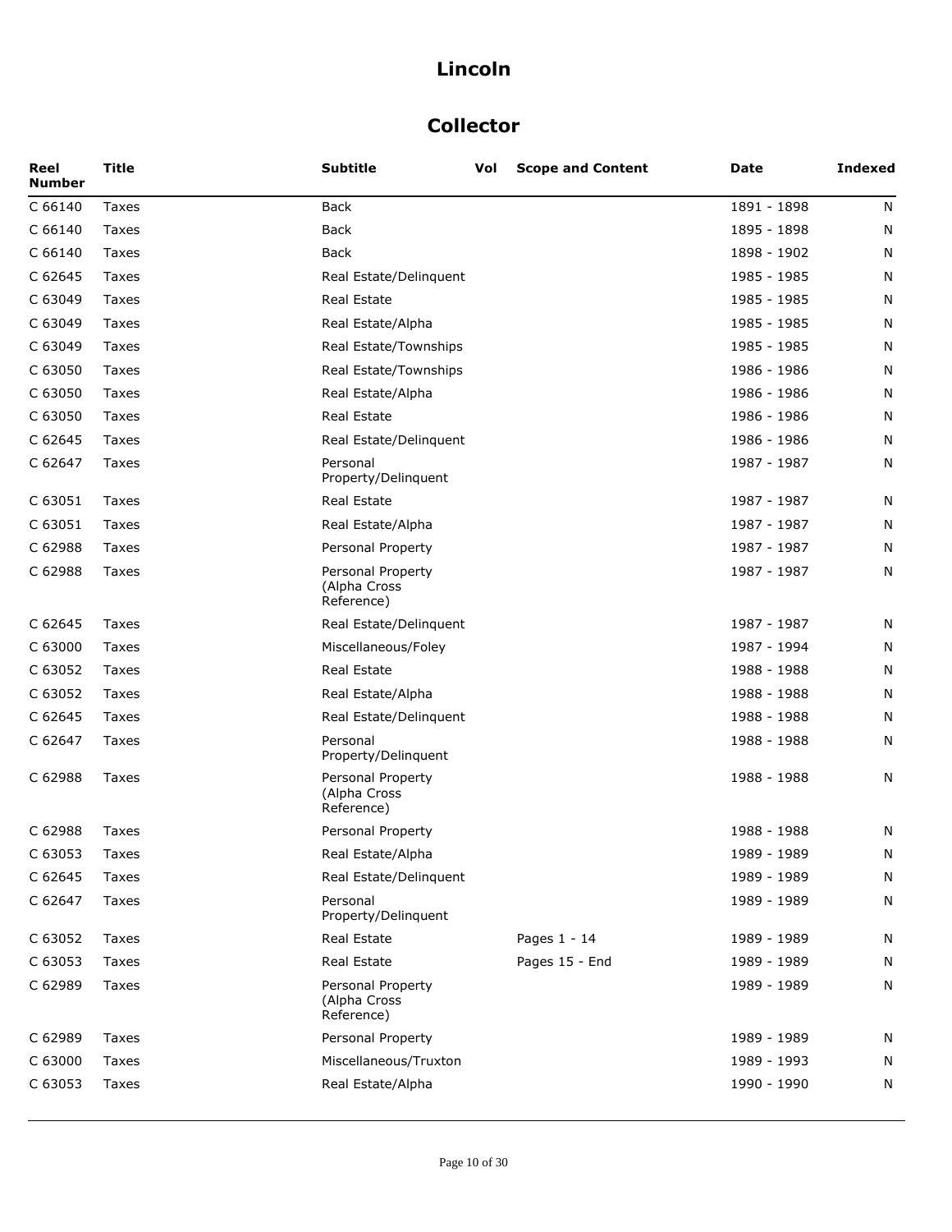# Lincoln

## Collector

| Reel Number | Title | Subtitle | Vol | Scope and Content | Date | Indexed |
|---|---|---|---|---|---|---|
| C 66140 | Taxes | Back | | | 1891 - 1898 | N |
| C 66140 | Taxes | Back | | | 1895 - 1898 | N |
| C 66140 | Taxes | Back | | | 1898 - 1902 | N |
| C 62645 | Taxes | Real Estate/Delinquent | | | 1985 - 1985 | N |
| C 63049 | Taxes | Real Estate | | | 1985 - 1985 | N |
| C 63049 | Taxes | Real Estate/Alpha | | | 1985 - 1985 | N |
| C 63049 | Taxes | Real Estate/Townships | | | 1985 - 1985 | N |
| C 63050 | Taxes | Real Estate/Townships | | | 1986 - 1986 | N |
| C 63050 | Taxes | Real Estate/Alpha | | | 1986 - 1986 | N |
| C 63050 | Taxes | Real Estate | | | 1986 - 1986 | N |
| C 62645 | Taxes | Real Estate/Delinquent | | | 1986 - 1986 | N |
| C 62647 | Taxes | Personal Property/Delinquent | | | 1987 - 1987 | N |
| C 63051 | Taxes | Real Estate | | | 1987 - 1987 | N |
| C 63051 | Taxes | Real Estate/Alpha | | | 1987 - 1987 | N |
| C 62988 | Taxes | Personal Property | | | 1987 - 1987 | N |
| C 62988 | Taxes | Personal Property (Alpha Cross Reference) | | | 1987 - 1987 | N |
| C 62645 | Taxes | Real Estate/Delinquent | | | 1987 - 1987 | N |
| C 63000 | Taxes | Miscellaneous/Foley | | | 1987 - 1994 | N |
| C 63052 | Taxes | Real Estate | | | 1988 - 1988 | N |
| C 63052 | Taxes | Real Estate/Alpha | | | 1988 - 1988 | N |
| C 62645 | Taxes | Real Estate/Delinquent | | | 1988 - 1988 | N |
| C 62647 | Taxes | Personal Property/Delinquent | | | 1988 - 1988 | N |
| C 62988 | Taxes | Personal Property (Alpha Cross Reference) | | | 1988 - 1988 | N |
| C 62988 | Taxes | Personal Property | | | 1988 - 1988 | N |
| C 63053 | Taxes | Real Estate/Alpha | | | 1989 - 1989 | N |
| C 62645 | Taxes | Real Estate/Delinquent | | | 1989 - 1989 | N |
| C 62647 | Taxes | Personal Property/Delinquent | | | 1989 - 1989 | N |
| C 63052 | Taxes | Real Estate | | Pages 1 - 14 | 1989 - 1989 | N |
| C 63053 | Taxes | Real Estate | | Pages 15 - End | 1989 - 1989 | N |
| C 62989 | Taxes | Personal Property (Alpha Cross Reference) | | | 1989 - 1989 | N |
| C 62989 | Taxes | Personal Property | | | 1989 - 1989 | N |
| C 63000 | Taxes | Miscellaneous/Truxton | | | 1989 - 1993 | N |
| C 63053 | Taxes | Real Estate/Alpha | | | 1990 - 1990 | N |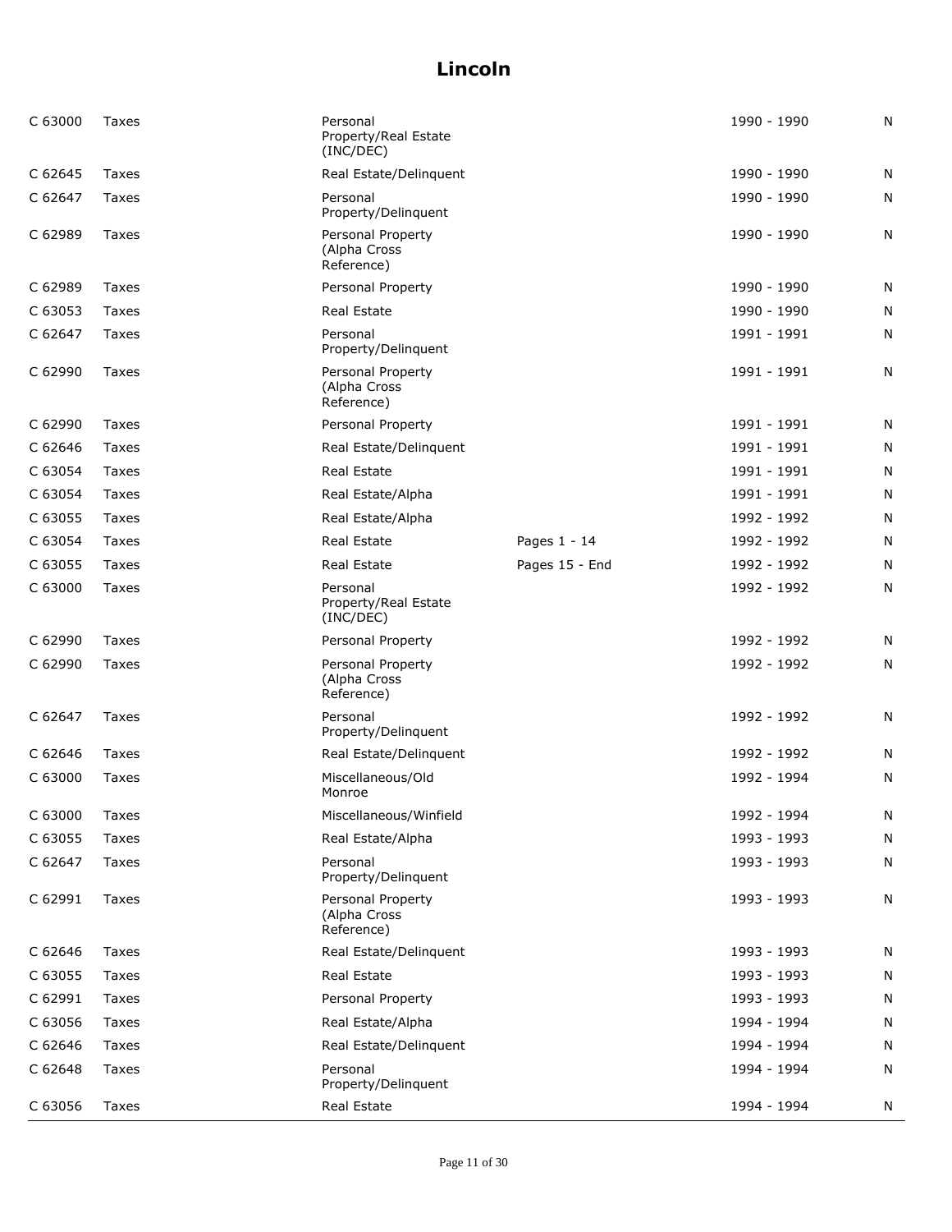# Lincoln

| | | | | | |
|---|---|---|---|---|---|
| C 63000 | Taxes | Personal Property/Real Estate (INC/DEC) | | 1990 - 1990 | N |
| C 62645 | Taxes | Real Estate/Delinquent | | 1990 - 1990 | N |
| C 62647 | Taxes | Personal Property/Delinquent | | 1990 - 1990 | N |
| C 62989 | Taxes | Personal Property (Alpha Cross Reference) | | 1990 - 1990 | N |
| C 62989 | Taxes | Personal Property | | 1990 - 1990 | N |
| C 63053 | Taxes | Real Estate | | 1990 - 1990 | N |
| C 62647 | Taxes | Personal Property/Delinquent | | 1991 - 1991 | N |
| C 62990 | Taxes | Personal Property (Alpha Cross Reference) | | 1991 - 1991 | N |
| C 62990 | Taxes | Personal Property | | 1991 - 1991 | N |
| C 62646 | Taxes | Real Estate/Delinquent | | 1991 - 1991 | N |
| C 63054 | Taxes | Real Estate | | 1991 - 1991 | N |
| C 63054 | Taxes | Real Estate/Alpha | | 1991 - 1991 | N |
| C 63055 | Taxes | Real Estate/Alpha | | 1992 - 1992 | N |
| C 63054 | Taxes | Real Estate | Pages 1 - 14 | 1992 - 1992 | N |
| C 63055 | Taxes | Real Estate | Pages 15 - End | 1992 - 1992 | N |
| C 63000 | Taxes | Personal Property/Real Estate (INC/DEC) | | 1992 - 1992 | N |
| C 62990 | Taxes | Personal Property | | 1992 - 1992 | N |
| C 62990 | Taxes | Personal Property (Alpha Cross Reference) | | 1992 - 1992 | N |
| C 62647 | Taxes | Personal Property/Delinquent | | 1992 - 1992 | N |
| C 62646 | Taxes | Real Estate/Delinquent | | 1992 - 1992 | N |
| C 63000 | Taxes | Miscellaneous/Old Monroe | | 1992 - 1994 | N |
| C 63000 | Taxes | Miscellaneous/Winfield | | 1992 - 1994 | N |
| C 63055 | Taxes | Real Estate/Alpha | | 1993 - 1993 | N |
| C 62647 | Taxes | Personal Property/Delinquent | | 1993 - 1993 | N |
| C 62991 | Taxes | Personal Property (Alpha Cross Reference) | | 1993 - 1993 | N |
| C 62646 | Taxes | Real Estate/Delinquent | | 1993 - 1993 | N |
| C 63055 | Taxes | Real Estate | | 1993 - 1993 | N |
| C 62991 | Taxes | Personal Property | | 1993 - 1993 | N |
| C 63056 | Taxes | Real Estate/Alpha | | 1994 - 1994 | N |
| C 62646 | Taxes | Real Estate/Delinquent | | 1994 - 1994 | N |
| C 62648 | Taxes | Personal Property/Delinquent | | 1994 - 1994 | N |
| C 63056 | Taxes | Real Estate | | 1994 - 1994 | N |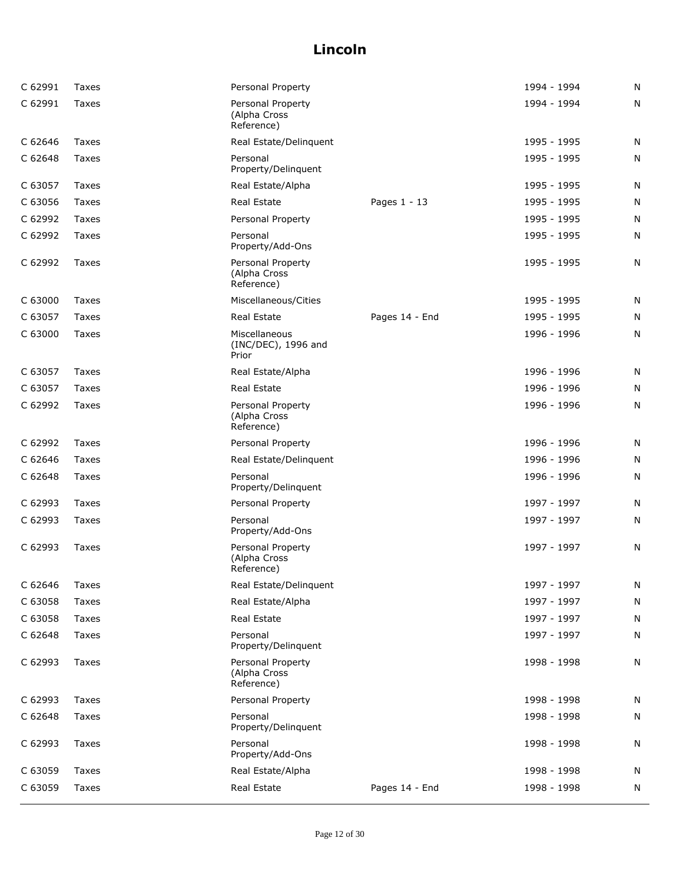# Lincoln

| | | | | | |
|---|---|---|---|---|---|
| C 62991 | Taxes | Personal Property | | 1994 - 1994 | N |
| C 62991 | Taxes | Personal Property (Alpha Cross Reference) | | 1994 - 1994 | N |
| C 62646 | Taxes | Real Estate/Delinquent | | 1995 - 1995 | N |
| C 62648 | Taxes | Personal Property/Delinquent | | 1995 - 1995 | N |
| C 63057 | Taxes | Real Estate/Alpha | | 1995 - 1995 | N |
| C 63056 | Taxes | Real Estate | Pages 1 - 13 | 1995 - 1995 | N |
| C 62992 | Taxes | Personal Property | | 1995 - 1995 | N |
| C 62992 | Taxes | Personal Property/Add-Ons | | 1995 - 1995 | N |
| C 62992 | Taxes | Personal Property (Alpha Cross Reference) | | 1995 - 1995 | N |
| C 63000 | Taxes | Miscellaneous/Cities | | 1995 - 1995 | N |
| C 63057 | Taxes | Real Estate | Pages 14 - End | 1995 - 1995 | N |
| C 63000 | Taxes | Miscellaneous (INC/DEC), 1996 and Prior | | 1996 - 1996 | N |
| C 63057 | Taxes | Real Estate/Alpha | | 1996 - 1996 | N |
| C 63057 | Taxes | Real Estate | | 1996 - 1996 | N |
| C 62992 | Taxes | Personal Property (Alpha Cross Reference) | | 1996 - 1996 | N |
| C 62992 | Taxes | Personal Property | | 1996 - 1996 | N |
| C 62646 | Taxes | Real Estate/Delinquent | | 1996 - 1996 | N |
| C 62648 | Taxes | Personal Property/Delinquent | | 1996 - 1996 | N |
| C 62993 | Taxes | Personal Property | | 1997 - 1997 | N |
| C 62993 | Taxes | Personal Property/Add-Ons | | 1997 - 1997 | N |
| C 62993 | Taxes | Personal Property (Alpha Cross Reference) | | 1997 - 1997 | N |
| C 62646 | Taxes | Real Estate/Delinquent | | 1997 - 1997 | N |
| C 63058 | Taxes | Real Estate/Alpha | | 1997 - 1997 | N |
| C 63058 | Taxes | Real Estate | | 1997 - 1997 | N |
| C 62648 | Taxes | Personal Property/Delinquent | | 1997 - 1997 | N |
| C 62993 | Taxes | Personal Property (Alpha Cross Reference) | | 1998 - 1998 | N |
| C 62993 | Taxes | Personal Property | | 1998 - 1998 | N |
| C 62648 | Taxes | Personal Property/Delinquent | | 1998 - 1998 | N |
| C 62993 | Taxes | Personal Property/Add-Ons | | 1998 - 1998 | N |
| C 63059 | Taxes | Real Estate/Alpha | | 1998 - 1998 | N |
| C 63059 | Taxes | Real Estate | Pages 14 - End | 1998 - 1998 | N |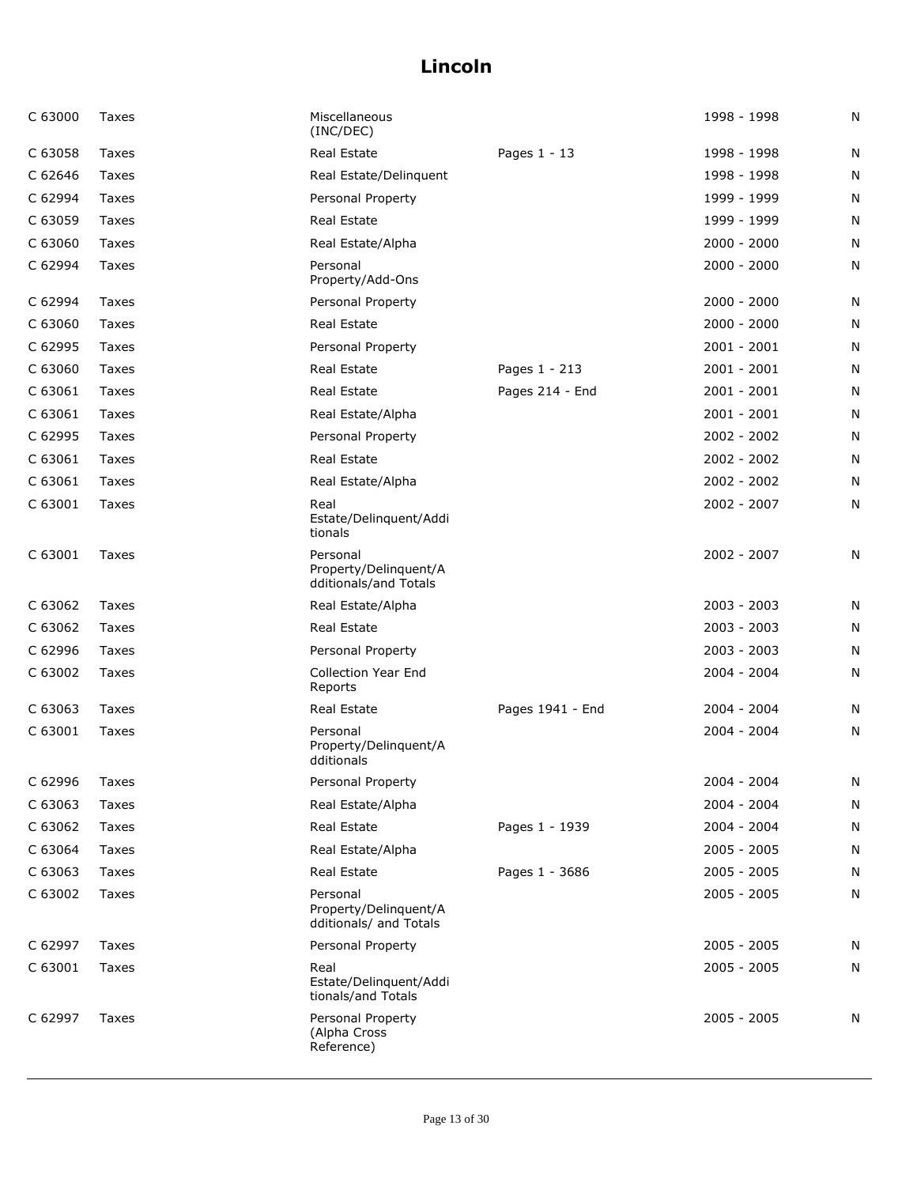# Lincoln

| | | | | | |
|---|---|---|---|---|---|
| C 63000 | Taxes | Miscellaneous (INC/DEC) | | 1998 - 1998 | N |
| C 63058 | Taxes | Real Estate | Pages 1 - 13 | 1998 - 1998 | N |
| C 62646 | Taxes | Real Estate/Delinquent | | 1998 - 1998 | N |
| C 62994 | Taxes | Personal Property | | 1999 - 1999 | N |
| C 63059 | Taxes | Real Estate | | 1999 - 1999 | N |
| C 63060 | Taxes | Real Estate/Alpha | | 2000 - 2000 | N |
| C 62994 | Taxes | Personal Property/Add-Ons | | 2000 - 2000 | N |
| C 62994 | Taxes | Personal Property | | 2000 - 2000 | N |
| C 63060 | Taxes | Real Estate | | 2000 - 2000 | N |
| C 62995 | Taxes | Personal Property | | 2001 - 2001 | N |
| C 63060 | Taxes | Real Estate | Pages 1 - 213 | 2001 - 2001 | N |
| C 63061 | Taxes | Real Estate | Pages 214 - End | 2001 - 2001 | N |
| C 63061 | Taxes | Real Estate/Alpha | | 2001 - 2001 | N |
| C 62995 | Taxes | Personal Property | | 2002 - 2002 | N |
| C 63061 | Taxes | Real Estate | | 2002 - 2002 | N |
| C 63061 | Taxes | Real Estate/Alpha | | 2002 - 2002 | N |
| C 63001 | Taxes | Real Estate/Delinquent/Additionals | | 2002 - 2007 | N |
| C 63001 | Taxes | Personal Property/Delinquent/Additionals/and Totals | | 2002 - 2007 | N |
| C 63062 | Taxes | Real Estate/Alpha | | 2003 - 2003 | N |
| C 63062 | Taxes | Real Estate | | 2003 - 2003 | N |
| C 62996 | Taxes | Personal Property | | 2003 - 2003 | N |
| C 63002 | Taxes | Collection Year End Reports | | 2004 - 2004 | N |
| C 63063 | Taxes | Real Estate | Pages 1941 - End | 2004 - 2004 | N |
| C 63001 | Taxes | Personal Property/Delinquent/Additionals | | 2004 - 2004 | N |
| C 62996 | Taxes | Personal Property | | 2004 - 2004 | N |
| C 63063 | Taxes | Real Estate/Alpha | | 2004 - 2004 | N |
| C 63062 | Taxes | Real Estate | Pages 1 - 1939 | 2004 - 2004 | N |
| C 63064 | Taxes | Real Estate/Alpha | | 2005 - 2005 | N |
| C 63063 | Taxes | Real Estate | Pages 1 - 3686 | 2005 - 2005 | N |
| C 63002 | Taxes | Personal Property/Delinquent/Additionals/ and Totals | | 2005 - 2005 | N |
| C 62997 | Taxes | Personal Property | | 2005 - 2005 | N |
| C 63001 | Taxes | Real Estate/Delinquent/Additionals/and Totals | | 2005 - 2005 | N |
| C 62997 | Taxes | Personal Property (Alpha Cross Reference) | | 2005 - 2005 | N |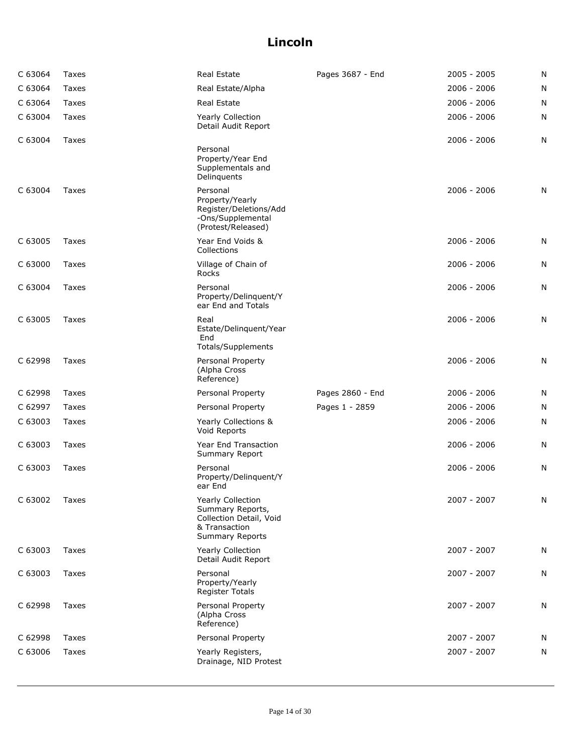# Lincoln

| | | | | | |
|---|---|---|---|---|---|
| C 63064 | Taxes | Real Estate | Pages 3687 - End | 2005 - 2005 | N |
| C 63064 | Taxes | Real Estate/Alpha | | 2006 - 2006 | N |
| C 63064 | Taxes | Real Estate | | 2006 - 2006 | N |
| C 63004 | Taxes | Yearly Collection Detail Audit Report | | 2006 - 2006 | N |
| C 63004 | Taxes | Personal Property/Year End Supplementals and Delinquents | | 2006 - 2006 | N |
| C 63004 | Taxes | Personal Property/Yearly Register/Deletions/Add-Ons/Supplemental (Protest/Released) | | 2006 - 2006 | N |
| C 63005 | Taxes | Year End Voids & Collections | | 2006 - 2006 | N |
| C 63000 | Taxes | Village of Chain of Rocks | | 2006 - 2006 | N |
| C 63004 | Taxes | Personal Property/Delinquent/Year End and Totals | | 2006 - 2006 | N |
| C 63005 | Taxes | Real Estate/Delinquent/Year End Totals/Supplements | | 2006 - 2006 | N |
| C 62998 | Taxes | Personal Property (Alpha Cross Reference) | | 2006 - 2006 | N |
| C 62998 | Taxes | Personal Property | Pages 2860 - End | 2006 - 2006 | N |
| C 62997 | Taxes | Personal Property | Pages 1 - 2859 | 2006 - 2006 | N |
| C 63003 | Taxes | Yearly Collections & Void Reports | | 2006 - 2006 | N |
| C 63003 | Taxes | Year End Transaction Summary Report | | 2006 - 2006 | N |
| C 63003 | Taxes | Personal Property/Delinquent/Year End | | 2006 - 2006 | N |
| C 63002 | Taxes | Yearly Collection Summary Reports, Collection Detail, Void & Transaction Summary Reports | | 2007 - 2007 | N |
| C 63003 | Taxes | Yearly Collection Detail Audit Report | | 2007 - 2007 | N |
| C 63003 | Taxes | Personal Property/Yearly Register Totals | | 2007 - 2007 | N |
| C 62998 | Taxes | Personal Property (Alpha Cross Reference) | | 2007 - 2007 | N |
| C 62998 | Taxes | Personal Property | | 2007 - 2007 | N |
| C 63006 | Taxes | Yearly Registers, Drainage, NID Protest | | 2007 - 2007 | N |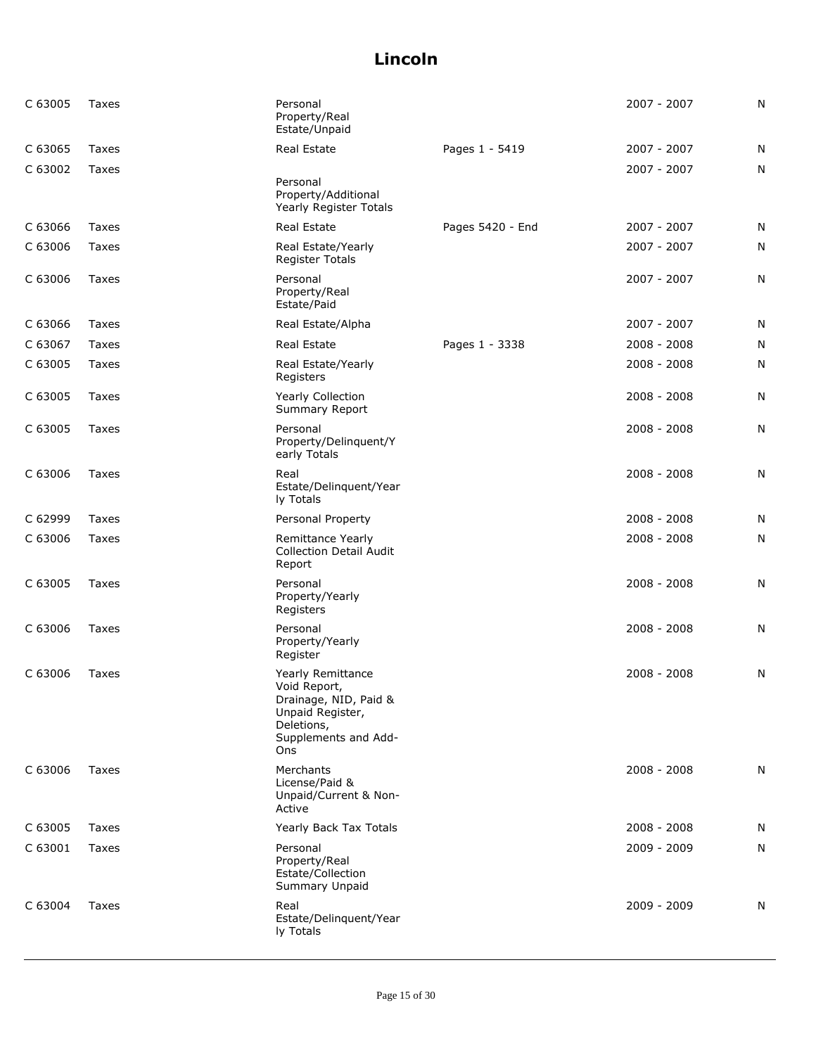# Lincoln

| | | | | | |
|---|---|---|---|---|---|
| C 63005 | Taxes | Personal Property/Real Estate/Unpaid | | 2007 - 2007 | N |
| C 63065 | Taxes | Real Estate | Pages 1 - 5419 | 2007 - 2007 | N |
| C 63002 | Taxes | Personal Property/Additional Yearly Register Totals | | 2007 - 2007 | N |
| C 63066 | Taxes | Real Estate | Pages 5420 - End | 2007 - 2007 | N |
| C 63006 | Taxes | Real Estate/Yearly Register Totals | | 2007 - 2007 | N |
| C 63006 | Taxes | Personal Property/Real Estate/Paid | | 2007 - 2007 | N |
| C 63066 | Taxes | Real Estate/Alpha | | 2007 - 2007 | N |
| C 63067 | Taxes | Real Estate | Pages 1 - 3338 | 2008 - 2008 | N |
| C 63005 | Taxes | Real Estate/Yearly Registers | | 2008 - 2008 | N |
| C 63005 | Taxes | Yearly Collection Summary Report | | 2008 - 2008 | N |
| C 63005 | Taxes | Personal Property/Delinquent/Yearly Totals | | 2008 - 2008 | N |
| C 63006 | Taxes | Real Estate/Delinquent/Yearly Totals | | 2008 - 2008 | N |
| C 62999 | Taxes | Personal Property | | 2008 - 2008 | N |
| C 63006 | Taxes | Remittance Yearly Collection Detail Audit Report | | 2008 - 2008 | N |
| C 63005 | Taxes | Personal Property/Yearly Registers | | 2008 - 2008 | N |
| C 63006 | Taxes | Personal Property/Yearly Register | | 2008 - 2008 | N |
| C 63006 | Taxes | Yearly Remittance Void Report, Drainage, NID, Paid & Unpaid Register, Deletions, Supplements and Add-Ons | | 2008 - 2008 | N |
| C 63006 | Taxes | Merchants License/Paid & Unpaid/Current & Non-Active | | 2008 - 2008 | N |
| C 63005 | Taxes | Yearly Back Tax Totals | | 2008 - 2008 | N |
| C 63001 | Taxes | Personal Property/Real Estate/Collection Summary Unpaid | | 2009 - 2009 | N |
| C 63004 | Taxes | Real Estate/Delinquent/Yearly Totals | | 2009 - 2009 | N |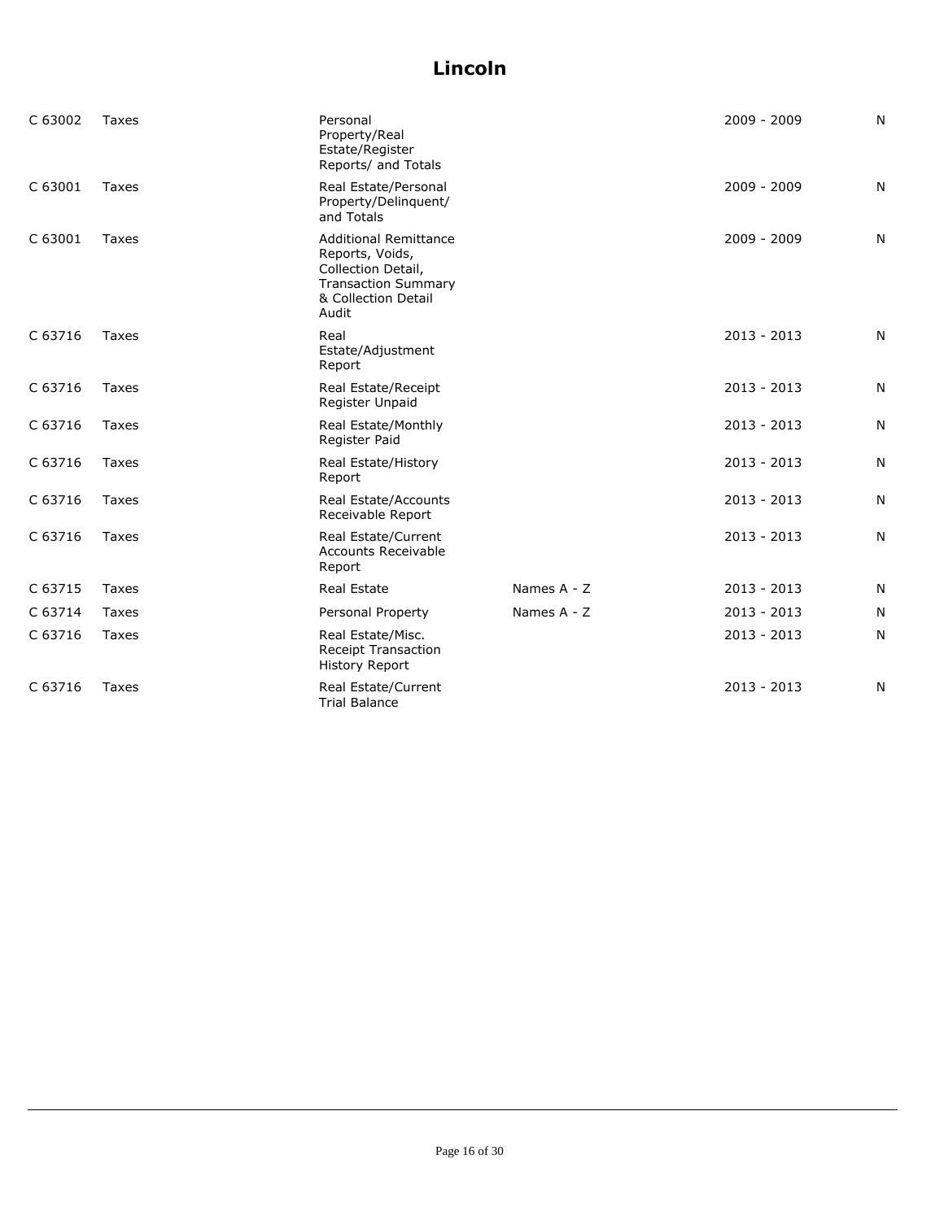# Lincoln

| | | | | | |
|---|---|---|---|---|---|
| C 63002 | Taxes | Personal Property/Real Estate/Register Reports/ and Totals | | 2009 - 2009 | N |
| C 63001 | Taxes | Real Estate/Personal Property/Delinquent/ and Totals | | 2009 - 2009 | N |
| C 63001 | Taxes | Additional Remittance Reports, Voids, Collection Detail, Transaction Summary & Collection Detail Audit | | 2009 - 2009 | N |
| C 63716 | Taxes | Real Estate/Adjustment Report | | 2013 - 2013 | N |
| C 63716 | Taxes | Real Estate/Receipt Register Unpaid | | 2013 - 2013 | N |
| C 63716 | Taxes | Real Estate/Monthly Register Paid | | 2013 - 2013 | N |
| C 63716 | Taxes | Real Estate/History Report | | 2013 - 2013 | N |
| C 63716 | Taxes | Real Estate/Accounts Receivable Report | | 2013 - 2013 | N |
| C 63716 | Taxes | Real Estate/Current Accounts Receivable Report | | 2013 - 2013 | N |
| C 63715 | Taxes | Real Estate | Names A - Z | 2013 - 2013 | N |
| C 63714 | Taxes | Personal Property | Names A - Z | 2013 - 2013 | N |
| C 63716 | Taxes | Real Estate/Misc. Receipt Transaction History Report | | 2013 - 2013 | N |
| C 63716 | Taxes | Real Estate/Current Trial Balance | | 2013 - 2013 | N |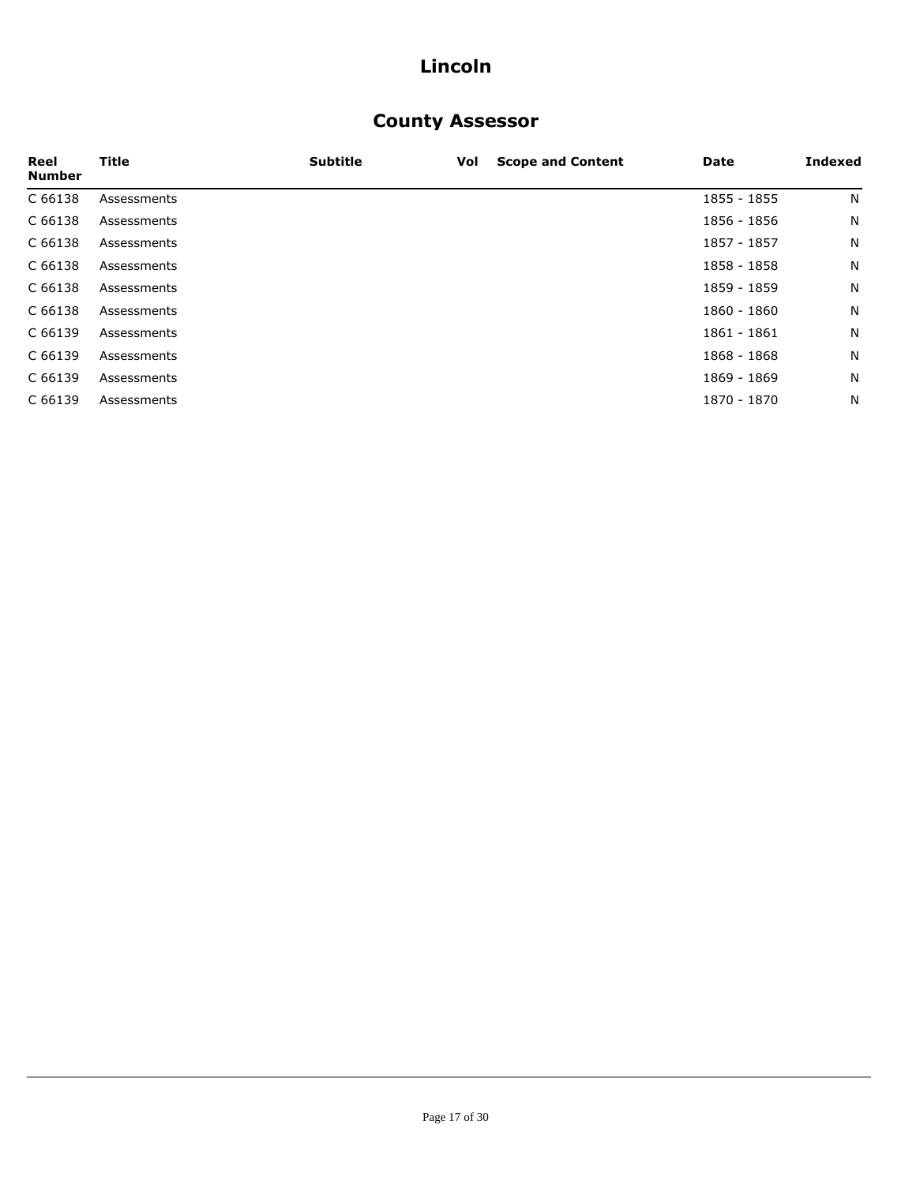# Lincoln

## County Assessor

| Reel Number | Title | Subtitle | Vol | Scope and Content | Date | Indexed |
|---|---|---|---|---|---|---|
| C 66138 | Assessments | | | | 1855 - 1855 | N |
| C 66138 | Assessments | | | | 1856 - 1856 | N |
| C 66138 | Assessments | | | | 1857 - 1857 | N |
| C 66138 | Assessments | | | | 1858 - 1858 | N |
| C 66138 | Assessments | | | | 1859 - 1859 | N |
| C 66138 | Assessments | | | | 1860 - 1860 | N |
| C 66139 | Assessments | | | | 1861 - 1861 | N |
| C 66139 | Assessments | | | | 1868 - 1868 | N |
| C 66139 | Assessments | | | | 1869 - 1869 | N |
| C 66139 | Assessments | | | | 1870 - 1870 | N |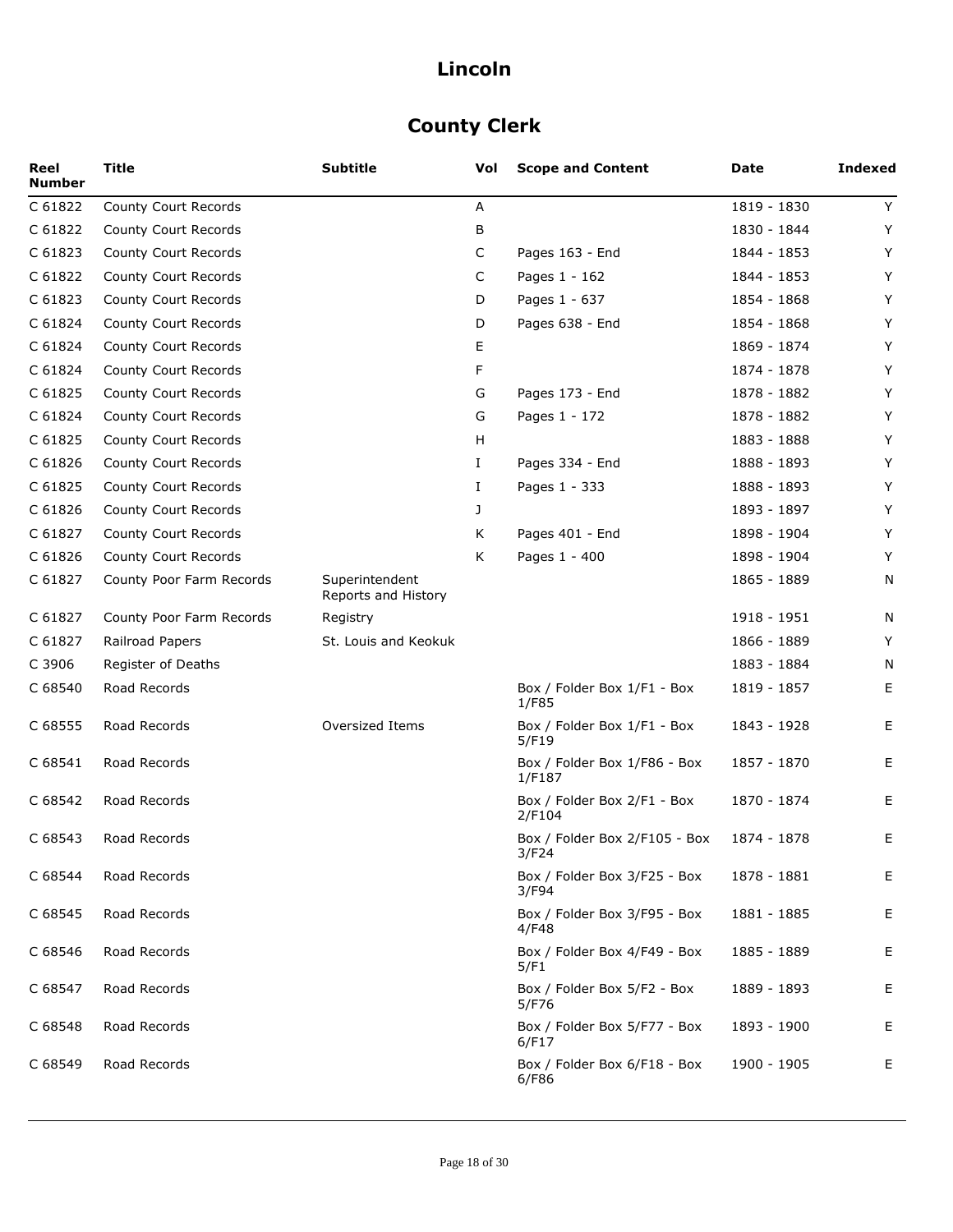# Lincoln

## County Clerk

| Reel Number | Title | Subtitle | Vol | Scope and Content | Date | Indexed |
|---|---|---|---|---|---|---|
| C 61822 | County Court Records | | A | | 1819 - 1830 | Y |
| C 61822 | County Court Records | | B | | 1830 - 1844 | Y |
| C 61823 | County Court Records | | C | Pages 163 - End | 1844 - 1853 | Y |
| C 61822 | County Court Records | | C | Pages 1 - 162 | 1844 - 1853 | Y |
| C 61823 | County Court Records | | D | Pages 1 - 637 | 1854 - 1868 | Y |
| C 61824 | County Court Records | | D | Pages 638 - End | 1854 - 1868 | Y |
| C 61824 | County Court Records | | E | | 1869 - 1874 | Y |
| C 61824 | County Court Records | | F | | 1874 - 1878 | Y |
| C 61825 | County Court Records | | G | Pages 173 - End | 1878 - 1882 | Y |
| C 61824 | County Court Records | | G | Pages 1 - 172 | 1878 - 1882 | Y |
| C 61825 | County Court Records | | H | | 1883 - 1888 | Y |
| C 61826 | County Court Records | | I | Pages 334 - End | 1888 - 1893 | Y |
| C 61825 | County Court Records | | I | Pages 1 - 333 | 1888 - 1893 | Y |
| C 61826 | County Court Records | | J | | 1893 - 1897 | Y |
| C 61827 | County Court Records | | K | Pages 401 - End | 1898 - 1904 | Y |
| C 61826 | County Court Records | | K | Pages 1 - 400 | 1898 - 1904 | Y |
| C 61827 | County Poor Farm Records | Superintendent Reports and History | | | 1865 - 1889 | N |
| C 61827 | County Poor Farm Records | Registry | | | 1918 - 1951 | N |
| C 61827 | Railroad Papers | St. Louis and Keokuk | | | 1866 - 1889 | Y |
| C 3906 | Register of Deaths | | | | 1883 - 1884 | N |
| C 68540 | Road Records | | | Box / Folder Box 1/F1 - Box 1/F85 | 1819 - 1857 | E |
| C 68555 | Road Records | Oversized Items | | Box / Folder Box 1/F1 - Box 5/F19 | 1843 - 1928 | E |
| C 68541 | Road Records | | | Box / Folder Box 1/F86 - Box 1/F187 | 1857 - 1870 | E |
| C 68542 | Road Records | | | Box / Folder Box 2/F1 - Box 2/F104 | 1870 - 1874 | E |
| C 68543 | Road Records | | | Box / Folder Box 2/F105 - Box 3/F24 | 1874 - 1878 | E |
| C 68544 | Road Records | | | Box / Folder Box 3/F25 - Box 3/F94 | 1878 - 1881 | E |
| C 68545 | Road Records | | | Box / Folder Box 3/F95 - Box 4/F48 | 1881 - 1885 | E |
| C 68546 | Road Records | | | Box / Folder Box 4/F49 - Box 5/F1 | 1885 - 1889 | E |
| C 68547 | Road Records | | | Box / Folder Box 5/F2 - Box 5/F76 | 1889 - 1893 | E |
| C 68548 | Road Records | | | Box / Folder Box 5/F77 - Box 6/F17 | 1893 - 1900 | E |
| C 68549 | Road Records | | | Box / Folder Box 6/F18 - Box 6/F86 | 1900 - 1905 | E |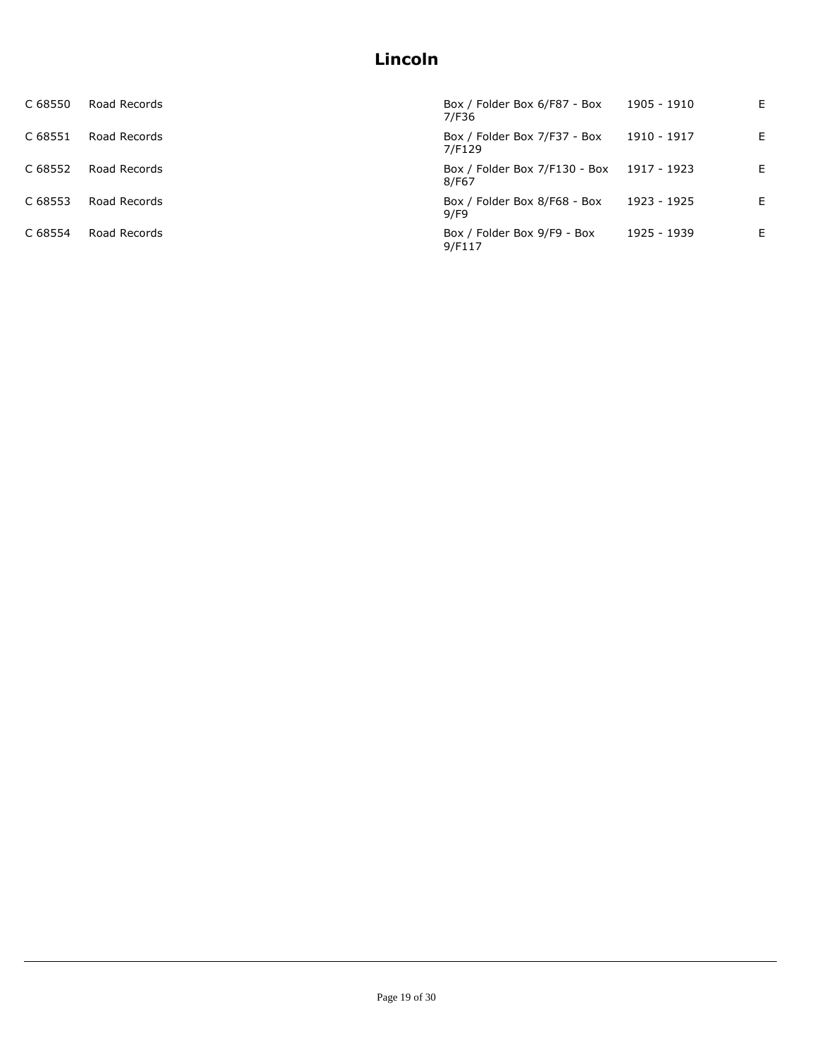# Lincoln

| | | | | |
|---|---|---|---|---|
| C 68550 | Road Records | Box / Folder Box 6/F87 - Box 7/F36 | 1905 - 1910 | E |
| C 68551 | Road Records | Box / Folder Box 7/F37 - Box 7/F129 | 1910 - 1917 | E |
| C 68552 | Road Records | Box / Folder Box 7/F130 - Box 8/F67 | 1917 - 1923 | E |
| C 68553 | Road Records | Box / Folder Box 8/F68 - Box 9/F9 | 1923 - 1925 | E |
| C 68554 | Road Records | Box / Folder Box 9/F9 - Box 9/F117 | 1925 - 1939 | E |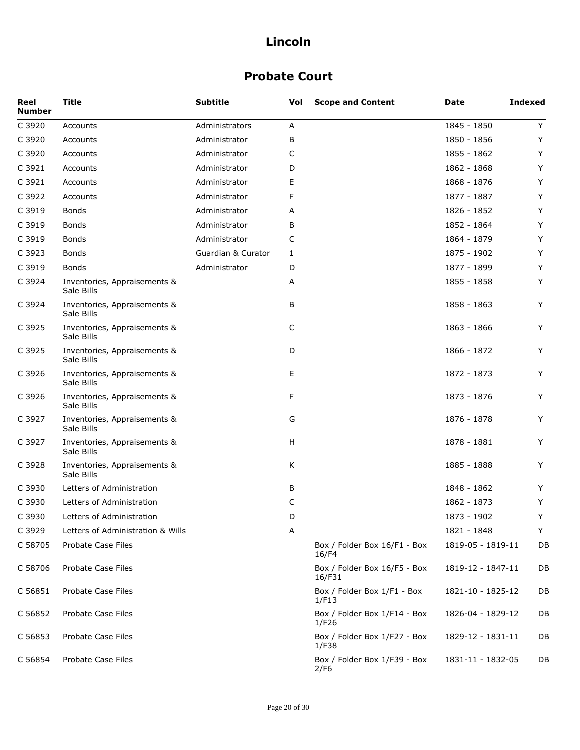# Lincoln

## Probate Court

| Reel Number | Title | Subtitle | Vol | Scope and Content | Date | Indexed |
|---|---|---|---|---|---|---|
| C 3920 | Accounts | Administrators | A | | 1845 - 1850 | Y |
| C 3920 | Accounts | Administrator | B | | 1850 - 1856 | Y |
| C 3920 | Accounts | Administrator | C | | 1855 - 1862 | Y |
| C 3921 | Accounts | Administrator | D | | 1862 - 1868 | Y |
| C 3921 | Accounts | Administrator | E | | 1868 - 1876 | Y |
| C 3922 | Accounts | Administrator | F | | 1877 - 1887 | Y |
| C 3919 | Bonds | Administrator | A | | 1826 - 1852 | Y |
| C 3919 | Bonds | Administrator | B | | 1852 - 1864 | Y |
| C 3919 | Bonds | Administrator | C | | 1864 - 1879 | Y |
| C 3923 | Bonds | Guardian & Curator | 1 | | 1875 - 1902 | Y |
| C 3919 | Bonds | Administrator | D | | 1877 - 1899 | Y |
| C 3924 | Inventories, Appraisements & Sale Bills | | A | | 1855 - 1858 | Y |
| C 3924 | Inventories, Appraisements & Sale Bills | | B | | 1858 - 1863 | Y |
| C 3925 | Inventories, Appraisements & Sale Bills | | C | | 1863 - 1866 | Y |
| C 3925 | Inventories, Appraisements & Sale Bills | | D | | 1866 - 1872 | Y |
| C 3926 | Inventories, Appraisements & Sale Bills | | E | | 1872 - 1873 | Y |
| C 3926 | Inventories, Appraisements & Sale Bills | | F | | 1873 - 1876 | Y |
| C 3927 | Inventories, Appraisements & Sale Bills | | G | | 1876 - 1878 | Y |
| C 3927 | Inventories, Appraisements & Sale Bills | | H | | 1878 - 1881 | Y |
| C 3928 | Inventories, Appraisements & Sale Bills | | K | | 1885 - 1888 | Y |
| C 3930 | Letters of Administration | | B | | 1848 - 1862 | Y |
| C 3930 | Letters of Administration | | C | | 1862 - 1873 | Y |
| C 3930 | Letters of Administration | | D | | 1873 - 1902 | Y |
| C 3929 | Letters of Administration & Wills | | A | | 1821 - 1848 | Y |
| C 58705 | Probate Case Files | | | Box / Folder Box 16/F1 - Box 16/F4 | 1819-05 - 1819-11 | DB |
| C 58706 | Probate Case Files | | | Box / Folder Box 16/F5 - Box 16/F31 | 1819-12 - 1847-11 | DB |
| C 56851 | Probate Case Files | | | Box / Folder Box 1/F1 - Box 1/F13 | 1821-10 - 1825-12 | DB |
| C 56852 | Probate Case Files | | | Box / Folder Box 1/F14 - Box 1/F26 | 1826-04 - 1829-12 | DB |
| C 56853 | Probate Case Files | | | Box / Folder Box 1/F27 - Box 1/F38 | 1829-12 - 1831-11 | DB |
| C 56854 | Probate Case Files | | | Box / Folder Box 1/F39 - Box 2/F6 | 1831-11 - 1832-05 | DB |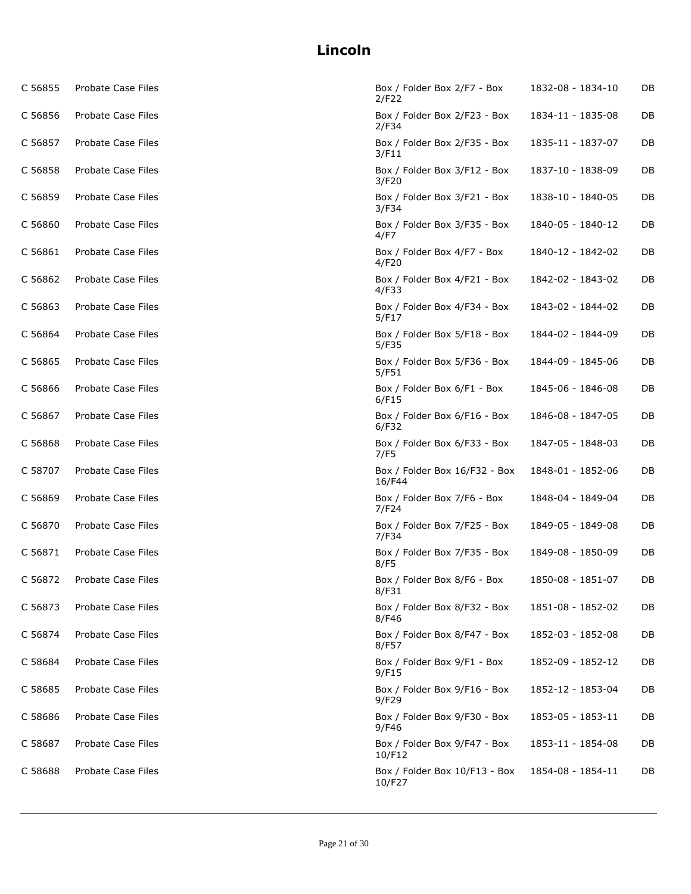# Lincoln

| | | | | |
|---|---|---|---|---|
| C 56855 | Probate Case Files | Box / Folder Box 2/F7 - Box 2/F22 | 1832-08 - 1834-10 | DB |
| C 56856 | Probate Case Files | Box / Folder Box 2/F23 - Box 2/F34 | 1834-11 - 1835-08 | DB |
| C 56857 | Probate Case Files | Box / Folder Box 2/F35 - Box 3/F11 | 1835-11 - 1837-07 | DB |
| C 56858 | Probate Case Files | Box / Folder Box 3/F12 - Box 3/F20 | 1837-10 - 1838-09 | DB |
| C 56859 | Probate Case Files | Box / Folder Box 3/F21 - Box 3/F34 | 1838-10 - 1840-05 | DB |
| C 56860 | Probate Case Files | Box / Folder Box 3/F35 - Box 4/F7 | 1840-05 - 1840-12 | DB |
| C 56861 | Probate Case Files | Box / Folder Box 4/F7 - Box 4/F20 | 1840-12 - 1842-02 | DB |
| C 56862 | Probate Case Files | Box / Folder Box 4/F21 - Box 4/F33 | 1842-02 - 1843-02 | DB |
| C 56863 | Probate Case Files | Box / Folder Box 4/F34 - Box 5/F17 | 1843-02 - 1844-02 | DB |
| C 56864 | Probate Case Files | Box / Folder Box 5/F18 - Box 5/F35 | 1844-02 - 1844-09 | DB |
| C 56865 | Probate Case Files | Box / Folder Box 5/F36 - Box 5/F51 | 1844-09 - 1845-06 | DB |
| C 56866 | Probate Case Files | Box / Folder Box 6/F1 - Box 6/F15 | 1845-06 - 1846-08 | DB |
| C 56867 | Probate Case Files | Box / Folder Box 6/F16 - Box 6/F32 | 1846-08 - 1847-05 | DB |
| C 56868 | Probate Case Files | Box / Folder Box 6/F33 - Box 7/F5 | 1847-05 - 1848-03 | DB |
| C 58707 | Probate Case Files | Box / Folder Box 16/F32 - Box 16/F44 | 1848-01 - 1852-06 | DB |
| C 56869 | Probate Case Files | Box / Folder Box 7/F6 - Box 7/F24 | 1848-04 - 1849-04 | DB |
| C 56870 | Probate Case Files | Box / Folder Box 7/F25 - Box 7/F34 | 1849-05 - 1849-08 | DB |
| C 56871 | Probate Case Files | Box / Folder Box 7/F35 - Box 8/F5 | 1849-08 - 1850-09 | DB |
| C 56872 | Probate Case Files | Box / Folder Box 8/F6 - Box 8/F31 | 1850-08 - 1851-07 | DB |
| C 56873 | Probate Case Files | Box / Folder Box 8/F32 - Box 8/F46 | 1851-08 - 1852-02 | DB |
| C 56874 | Probate Case Files | Box / Folder Box 8/F47 - Box 8/F57 | 1852-03 - 1852-08 | DB |
| C 58684 | Probate Case Files | Box / Folder Box 9/F1 - Box 9/F15 | 1852-09 - 1852-12 | DB |
| C 58685 | Probate Case Files | Box / Folder Box 9/F16 - Box 9/F29 | 1852-12 - 1853-04 | DB |
| C 58686 | Probate Case Files | Box / Folder Box 9/F30 - Box 9/F46 | 1853-05 - 1853-11 | DB |
| C 58687 | Probate Case Files | Box / Folder Box 9/F47 - Box 10/F12 | 1853-11 - 1854-08 | DB |
| C 58688 | Probate Case Files | Box / Folder Box 10/F13 - Box 10/F27 | 1854-08 - 1854-11 | DB |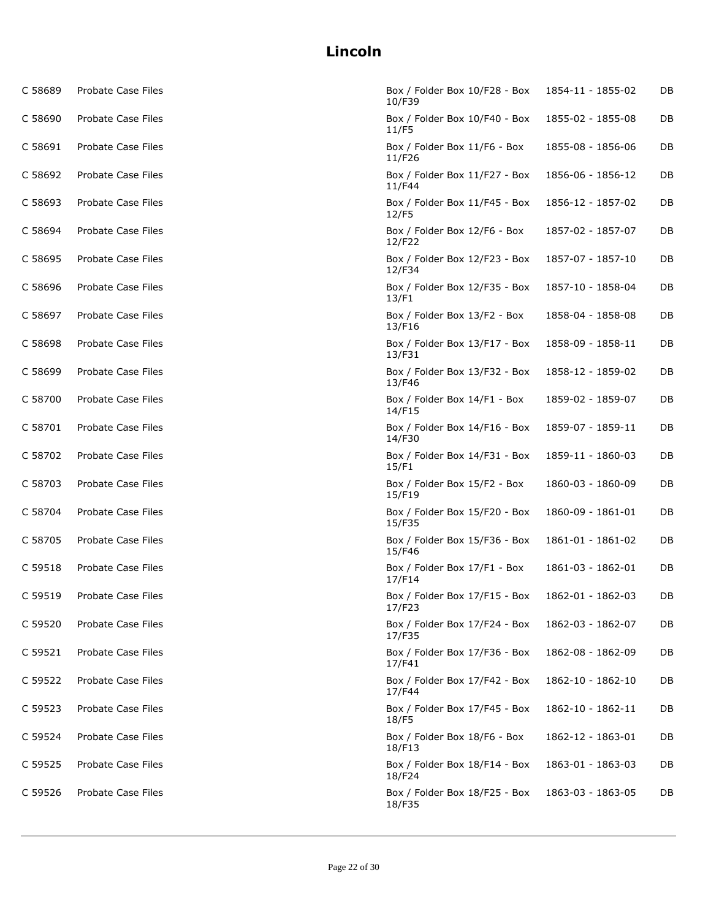# Lincoln

| | | | | |
|---|---|---|---|---|
| C 58689 | Probate Case Files | Box / Folder Box 10/F28 - Box 10/F39 | 1854-11 - 1855-02 | DB |
| C 58690 | Probate Case Files | Box / Folder Box 10/F40 - Box 11/F5 | 1855-02 - 1855-08 | DB |
| C 58691 | Probate Case Files | Box / Folder Box 11/F6 - Box 11/F26 | 1855-08 - 1856-06 | DB |
| C 58692 | Probate Case Files | Box / Folder Box 11/F27 - Box 11/F44 | 1856-06 - 1856-12 | DB |
| C 58693 | Probate Case Files | Box / Folder Box 11/F45 - Box 12/F5 | 1856-12 - 1857-02 | DB |
| C 58694 | Probate Case Files | Box / Folder Box 12/F6 - Box 12/F22 | 1857-02 - 1857-07 | DB |
| C 58695 | Probate Case Files | Box / Folder Box 12/F23 - Box 12/F34 | 1857-07 - 1857-10 | DB |
| C 58696 | Probate Case Files | Box / Folder Box 12/F35 - Box 13/F1 | 1857-10 - 1858-04 | DB |
| C 58697 | Probate Case Files | Box / Folder Box 13/F2 - Box 13/F16 | 1858-04 - 1858-08 | DB |
| C 58698 | Probate Case Files | Box / Folder Box 13/F17 - Box 13/F31 | 1858-09 - 1858-11 | DB |
| C 58699 | Probate Case Files | Box / Folder Box 13/F32 - Box 13/F46 | 1858-12 - 1859-02 | DB |
| C 58700 | Probate Case Files | Box / Folder Box 14/F1 - Box 14/F15 | 1859-02 - 1859-07 | DB |
| C 58701 | Probate Case Files | Box / Folder Box 14/F16 - Box 14/F30 | 1859-07 - 1859-11 | DB |
| C 58702 | Probate Case Files | Box / Folder Box 14/F31 - Box 15/F1 | 1859-11 - 1860-03 | DB |
| C 58703 | Probate Case Files | Box / Folder Box 15/F2 - Box 15/F19 | 1860-03 - 1860-09 | DB |
| C 58704 | Probate Case Files | Box / Folder Box 15/F20 - Box 15/F35 | 1860-09 - 1861-01 | DB |
| C 58705 | Probate Case Files | Box / Folder Box 15/F36 - Box 15/F46 | 1861-01 - 1861-02 | DB |
| C 59518 | Probate Case Files | Box / Folder Box 17/F1 - Box 17/F14 | 1861-03 - 1862-01 | DB |
| C 59519 | Probate Case Files | Box / Folder Box 17/F15 - Box 17/F23 | 1862-01 - 1862-03 | DB |
| C 59520 | Probate Case Files | Box / Folder Box 17/F24 - Box 17/F35 | 1862-03 - 1862-07 | DB |
| C 59521 | Probate Case Files | Box / Folder Box 17/F36 - Box 17/F41 | 1862-08 - 1862-09 | DB |
| C 59522 | Probate Case Files | Box / Folder Box 17/F42 - Box 17/F44 | 1862-10 - 1862-10 | DB |
| C 59523 | Probate Case Files | Box / Folder Box 17/F45 - Box 18/F5 | 1862-10 - 1862-11 | DB |
| C 59524 | Probate Case Files | Box / Folder Box 18/F6 - Box 18/F13 | 1862-12 - 1863-01 | DB |
| C 59525 | Probate Case Files | Box / Folder Box 18/F14 - Box 18/F24 | 1863-01 - 1863-03 | DB |
| C 59526 | Probate Case Files | Box / Folder Box 18/F25 - Box 18/F35 | 1863-03 - 1863-05 | DB |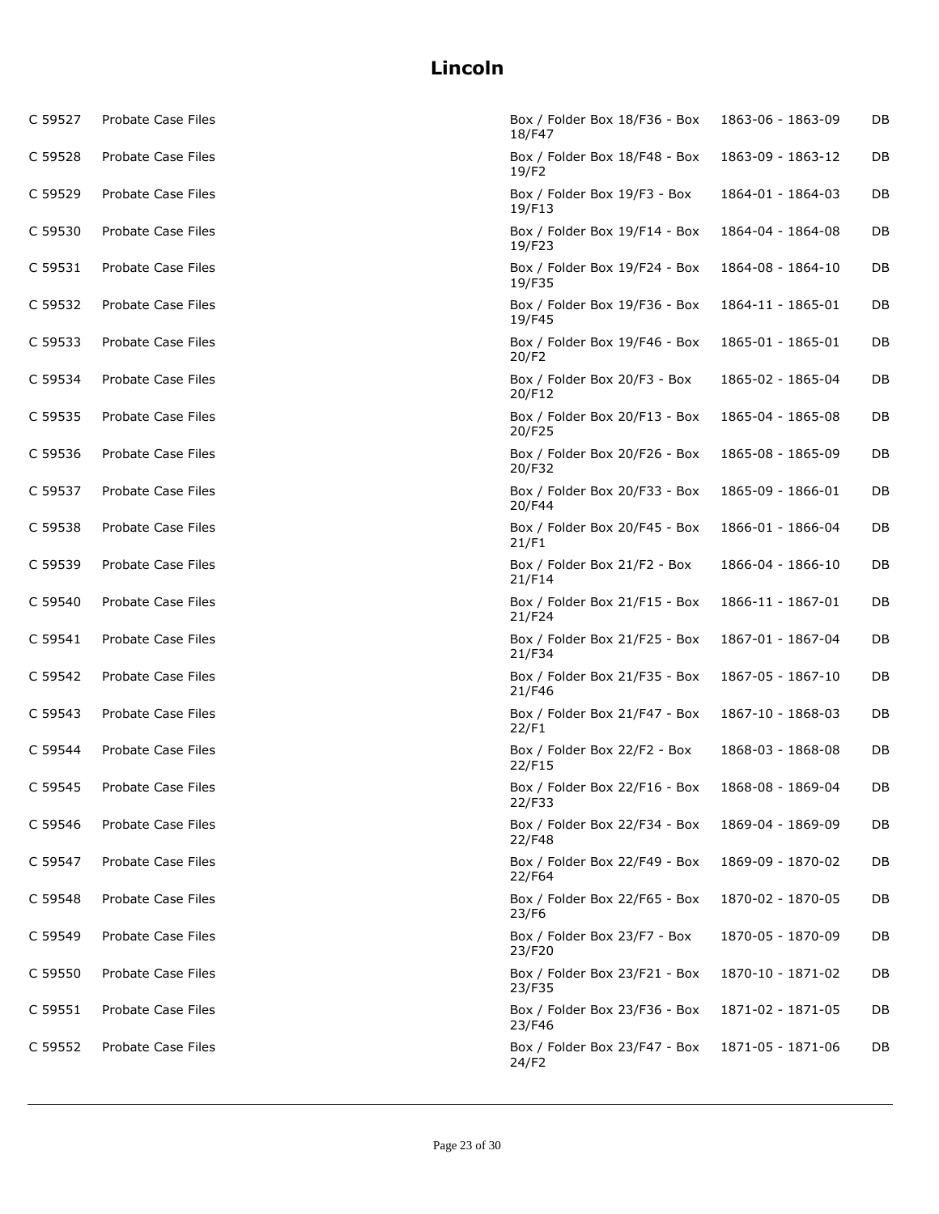# Lincoln

| | | | | |
|---|---|---|---|---|
| C 59527 | Probate Case Files | Box / Folder Box 18/F36 - Box 18/F47 | 1863-06 - 1863-09 | DB |
| C 59528 | Probate Case Files | Box / Folder Box 18/F48 - Box 19/F2 | 1863-09 - 1863-12 | DB |
| C 59529 | Probate Case Files | Box / Folder Box 19/F3 - Box 19/F13 | 1864-01 - 1864-03 | DB |
| C 59530 | Probate Case Files | Box / Folder Box 19/F14 - Box 19/F23 | 1864-04 - 1864-08 | DB |
| C 59531 | Probate Case Files | Box / Folder Box 19/F24 - Box 19/F35 | 1864-08 - 1864-10 | DB |
| C 59532 | Probate Case Files | Box / Folder Box 19/F36 - Box 19/F45 | 1864-11 - 1865-01 | DB |
| C 59533 | Probate Case Files | Box / Folder Box 19/F46 - Box 20/F2 | 1865-01 - 1865-01 | DB |
| C 59534 | Probate Case Files | Box / Folder Box 20/F3 - Box 20/F12 | 1865-02 - 1865-04 | DB |
| C 59535 | Probate Case Files | Box / Folder Box 20/F13 - Box 20/F25 | 1865-04 - 1865-08 | DB |
| C 59536 | Probate Case Files | Box / Folder Box 20/F26 - Box 20/F32 | 1865-08 - 1865-09 | DB |
| C 59537 | Probate Case Files | Box / Folder Box 20/F33 - Box 20/F44 | 1865-09 - 1866-01 | DB |
| C 59538 | Probate Case Files | Box / Folder Box 20/F45 - Box 21/F1 | 1866-01 - 1866-04 | DB |
| C 59539 | Probate Case Files | Box / Folder Box 21/F2 - Box 21/F14 | 1866-04 - 1866-10 | DB |
| C 59540 | Probate Case Files | Box / Folder Box 21/F15 - Box 21/F24 | 1866-11 - 1867-01 | DB |
| C 59541 | Probate Case Files | Box / Folder Box 21/F25 - Box 21/F34 | 1867-01 - 1867-04 | DB |
| C 59542 | Probate Case Files | Box / Folder Box 21/F35 - Box 21/F46 | 1867-05 - 1867-10 | DB |
| C 59543 | Probate Case Files | Box / Folder Box 21/F47 - Box 22/F1 | 1867-10 - 1868-03 | DB |
| C 59544 | Probate Case Files | Box / Folder Box 22/F2 - Box 22/F15 | 1868-03 - 1868-08 | DB |
| C 59545 | Probate Case Files | Box / Folder Box 22/F16 - Box 22/F33 | 1868-08 - 1869-04 | DB |
| C 59546 | Probate Case Files | Box / Folder Box 22/F34 - Box 22/F48 | 1869-04 - 1869-09 | DB |
| C 59547 | Probate Case Files | Box / Folder Box 22/F49 - Box 22/F64 | 1869-09 - 1870-02 | DB |
| C 59548 | Probate Case Files | Box / Folder Box 22/F65 - Box 23/F6 | 1870-02 - 1870-05 | DB |
| C 59549 | Probate Case Files | Box / Folder Box 23/F7 - Box 23/F20 | 1870-05 - 1870-09 | DB |
| C 59550 | Probate Case Files | Box / Folder Box 23/F21 - Box 23/F35 | 1870-10 - 1871-02 | DB |
| C 59551 | Probate Case Files | Box / Folder Box 23/F36 - Box 23/F46 | 1871-02 - 1871-05 | DB |
| C 59552 | Probate Case Files | Box / Folder Box 23/F47 - Box 24/F2 | 1871-05 - 1871-06 | DB |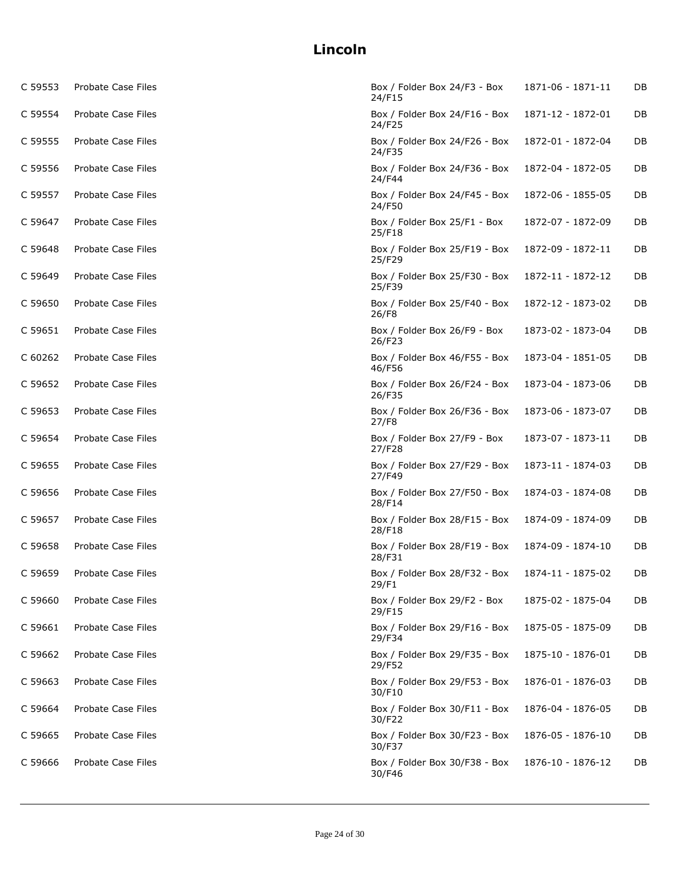# Lincoln

| | | | | |
|---|---|---|---|---|
| C 59553 | Probate Case Files | Box / Folder Box 24/F3 - Box 24/F15 | 1871-06 - 1871-11 | DB |
| C 59554 | Probate Case Files | Box / Folder Box 24/F16 - Box 24/F25 | 1871-12 - 1872-01 | DB |
| C 59555 | Probate Case Files | Box / Folder Box 24/F26 - Box 24/F35 | 1872-01 - 1872-04 | DB |
| C 59556 | Probate Case Files | Box / Folder Box 24/F36 - Box 24/F44 | 1872-04 - 1872-05 | DB |
| C 59557 | Probate Case Files | Box / Folder Box 24/F45 - Box 24/F50 | 1872-06 - 1855-05 | DB |
| C 59647 | Probate Case Files | Box / Folder Box 25/F1 - Box 25/F18 | 1872-07 - 1872-09 | DB |
| C 59648 | Probate Case Files | Box / Folder Box 25/F19 - Box 25/F29 | 1872-09 - 1872-11 | DB |
| C 59649 | Probate Case Files | Box / Folder Box 25/F30 - Box 25/F39 | 1872-11 - 1872-12 | DB |
| C 59650 | Probate Case Files | Box / Folder Box 25/F40 - Box 26/F8 | 1872-12 - 1873-02 | DB |
| C 59651 | Probate Case Files | Box / Folder Box 26/F9 - Box 26/F23 | 1873-02 - 1873-04 | DB |
| C 60262 | Probate Case Files | Box / Folder Box 46/F55 - Box 46/F56 | 1873-04 - 1851-05 | DB |
| C 59652 | Probate Case Files | Box / Folder Box 26/F24 - Box 26/F35 | 1873-04 - 1873-06 | DB |
| C 59653 | Probate Case Files | Box / Folder Box 26/F36 - Box 27/F8 | 1873-06 - 1873-07 | DB |
| C 59654 | Probate Case Files | Box / Folder Box 27/F9 - Box 27/F28 | 1873-07 - 1873-11 | DB |
| C 59655 | Probate Case Files | Box / Folder Box 27/F29 - Box 27/F49 | 1873-11 - 1874-03 | DB |
| C 59656 | Probate Case Files | Box / Folder Box 27/F50 - Box 28/F14 | 1874-03 - 1874-08 | DB |
| C 59657 | Probate Case Files | Box / Folder Box 28/F15 - Box 28/F18 | 1874-09 - 1874-09 | DB |
| C 59658 | Probate Case Files | Box / Folder Box 28/F19 - Box 28/F31 | 1874-09 - 1874-10 | DB |
| C 59659 | Probate Case Files | Box / Folder Box 28/F32 - Box 29/F1 | 1874-11 - 1875-02 | DB |
| C 59660 | Probate Case Files | Box / Folder Box 29/F2 - Box 29/F15 | 1875-02 - 1875-04 | DB |
| C 59661 | Probate Case Files | Box / Folder Box 29/F16 - Box 29/F34 | 1875-05 - 1875-09 | DB |
| C 59662 | Probate Case Files | Box / Folder Box 29/F35 - Box 29/F52 | 1875-10 - 1876-01 | DB |
| C 59663 | Probate Case Files | Box / Folder Box 29/F53 - Box 30/F10 | 1876-01 - 1876-03 | DB |
| C 59664 | Probate Case Files | Box / Folder Box 30/F11 - Box 30/F22 | 1876-04 - 1876-05 | DB |
| C 59665 | Probate Case Files | Box / Folder Box 30/F23 - Box 30/F37 | 1876-05 - 1876-10 | DB |
| C 59666 | Probate Case Files | Box / Folder Box 30/F38 - Box 30/F46 | 1876-10 - 1876-12 | DB |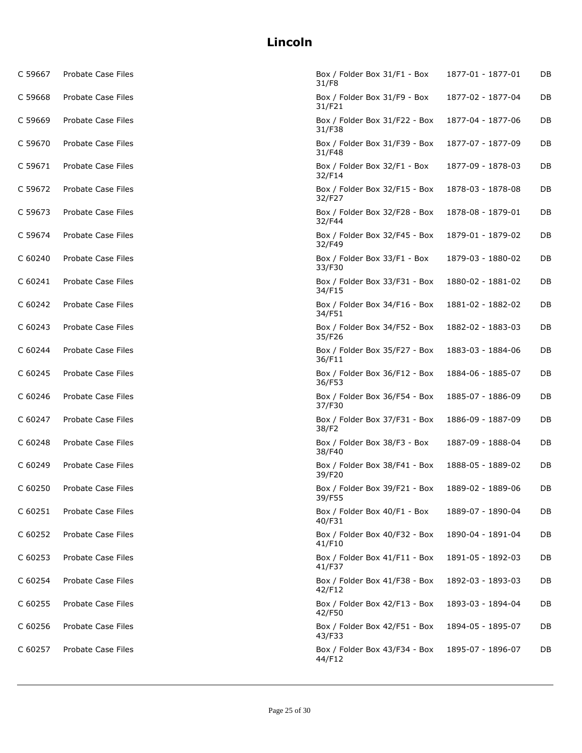# Lincoln

| | | | | |
|---|---|---|---|---|
| C 59667 | Probate Case Files | Box / Folder Box 31/F1 - Box 31/F8 | 1877-01 - 1877-01 | DB |
| C 59668 | Probate Case Files | Box / Folder Box 31/F9 - Box 31/F21 | 1877-02 - 1877-04 | DB |
| C 59669 | Probate Case Files | Box / Folder Box 31/F22 - Box 31/F38 | 1877-04 - 1877-06 | DB |
| C 59670 | Probate Case Files | Box / Folder Box 31/F39 - Box 31/F48 | 1877-07 - 1877-09 | DB |
| C 59671 | Probate Case Files | Box / Folder Box 32/F1 - Box 32/F14 | 1877-09 - 1878-03 | DB |
| C 59672 | Probate Case Files | Box / Folder Box 32/F15 - Box 32/F27 | 1878-03 - 1878-08 | DB |
| C 59673 | Probate Case Files | Box / Folder Box 32/F28 - Box 32/F44 | 1878-08 - 1879-01 | DB |
| C 59674 | Probate Case Files | Box / Folder Box 32/F45 - Box 32/F49 | 1879-01 - 1879-02 | DB |
| C 60240 | Probate Case Files | Box / Folder Box 33/F1 - Box 33/F30 | 1879-03 - 1880-02 | DB |
| C 60241 | Probate Case Files | Box / Folder Box 33/F31 - Box 34/F15 | 1880-02 - 1881-02 | DB |
| C 60242 | Probate Case Files | Box / Folder Box 34/F16 - Box 34/F51 | 1881-02 - 1882-02 | DB |
| C 60243 | Probate Case Files | Box / Folder Box 34/F52 - Box 35/F26 | 1882-02 - 1883-03 | DB |
| C 60244 | Probate Case Files | Box / Folder Box 35/F27 - Box 36/F11 | 1883-03 - 1884-06 | DB |
| C 60245 | Probate Case Files | Box / Folder Box 36/F12 - Box 36/F53 | 1884-06 - 1885-07 | DB |
| C 60246 | Probate Case Files | Box / Folder Box 36/F54 - Box 37/F30 | 1885-07 - 1886-09 | DB |
| C 60247 | Probate Case Files | Box / Folder Box 37/F31 - Box 38/F2 | 1886-09 - 1887-09 | DB |
| C 60248 | Probate Case Files | Box / Folder Box 38/F3 - Box 38/F40 | 1887-09 - 1888-04 | DB |
| C 60249 | Probate Case Files | Box / Folder Box 38/F41 - Box 39/F20 | 1888-05 - 1889-02 | DB |
| C 60250 | Probate Case Files | Box / Folder Box 39/F21 - Box 39/F55 | 1889-02 - 1889-06 | DB |
| C 60251 | Probate Case Files | Box / Folder Box 40/F1 - Box 40/F31 | 1889-07 - 1890-04 | DB |
| C 60252 | Probate Case Files | Box / Folder Box 40/F32 - Box 41/F10 | 1890-04 - 1891-04 | DB |
| C 60253 | Probate Case Files | Box / Folder Box 41/F11 - Box 41/F37 | 1891-05 - 1892-03 | DB |
| C 60254 | Probate Case Files | Box / Folder Box 41/F38 - Box 42/F12 | 1892-03 - 1893-03 | DB |
| C 60255 | Probate Case Files | Box / Folder Box 42/F13 - Box 42/F50 | 1893-03 - 1894-04 | DB |
| C 60256 | Probate Case Files | Box / Folder Box 42/F51 - Box 43/F33 | 1894-05 - 1895-07 | DB |
| C 60257 | Probate Case Files | Box / Folder Box 43/F34 - Box 44/F12 | 1895-07 - 1896-07 | DB |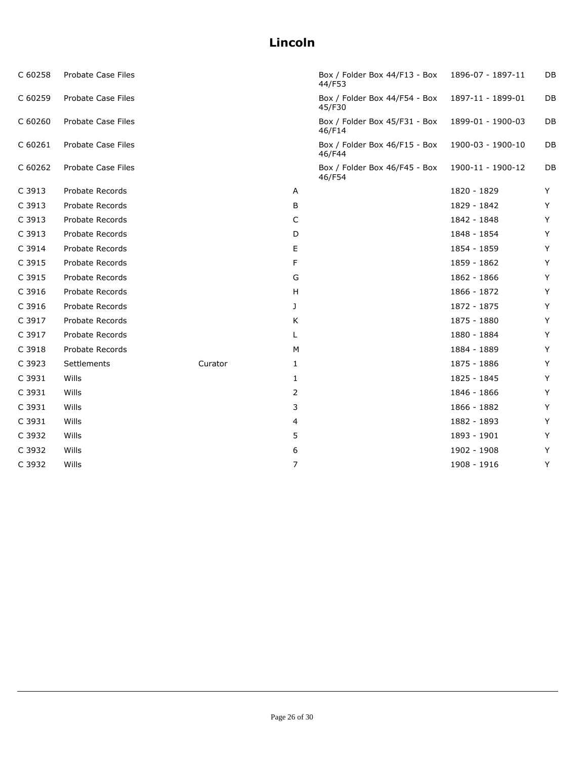# Lincoln

| | | | | | | |
|---|---|---|---|---|---|---|
| C 60258 | Probate Case Files | | | Box / Folder Box 44/F13 - Box 44/F53 | 1896-07 - 1897-11 | DB |
| C 60259 | Probate Case Files | | | Box / Folder Box 44/F54 - Box 45/F30 | 1897-11 - 1899-01 | DB |
| C 60260 | Probate Case Files | | | Box / Folder Box 45/F31 - Box 46/F14 | 1899-01 - 1900-03 | DB |
| C 60261 | Probate Case Files | | | Box / Folder Box 46/F15 - Box 46/F44 | 1900-03 - 1900-10 | DB |
| C 60262 | Probate Case Files | | | Box / Folder Box 46/F45 - Box 46/F54 | 1900-11 - 1900-12 | DB |
| C 3913 | Probate Records | | A | | 1820 - 1829 | Y |
| C 3913 | Probate Records | | B | | 1829 - 1842 | Y |
| C 3913 | Probate Records | | C | | 1842 - 1848 | Y |
| C 3913 | Probate Records | | D | | 1848 - 1854 | Y |
| C 3914 | Probate Records | | E | | 1854 - 1859 | Y |
| C 3915 | Probate Records | | F | | 1859 - 1862 | Y |
| C 3915 | Probate Records | | G | | 1862 - 1866 | Y |
| C 3916 | Probate Records | | H | | 1866 - 1872 | Y |
| C 3916 | Probate Records | | J | | 1872 - 1875 | Y |
| C 3917 | Probate Records | | K | | 1875 - 1880 | Y |
| C 3917 | Probate Records | | L | | 1880 - 1884 | Y |
| C 3918 | Probate Records | | M | | 1884 - 1889 | Y |
| C 3923 | Settlements | Curator | 1 | | 1875 - 1886 | Y |
| C 3931 | Wills | | 1 | | 1825 - 1845 | Y |
| C 3931 | Wills | | 2 | | 1846 - 1866 | Y |
| C 3931 | Wills | | 3 | | 1866 - 1882 | Y |
| C 3931 | Wills | | 4 | | 1882 - 1893 | Y |
| C 3932 | Wills | | 5 | | 1893 - 1901 | Y |
| C 3932 | Wills | | 6 | | 1902 - 1908 | Y |
| C 3932 | Wills | | 7 | | 1908 - 1916 | Y |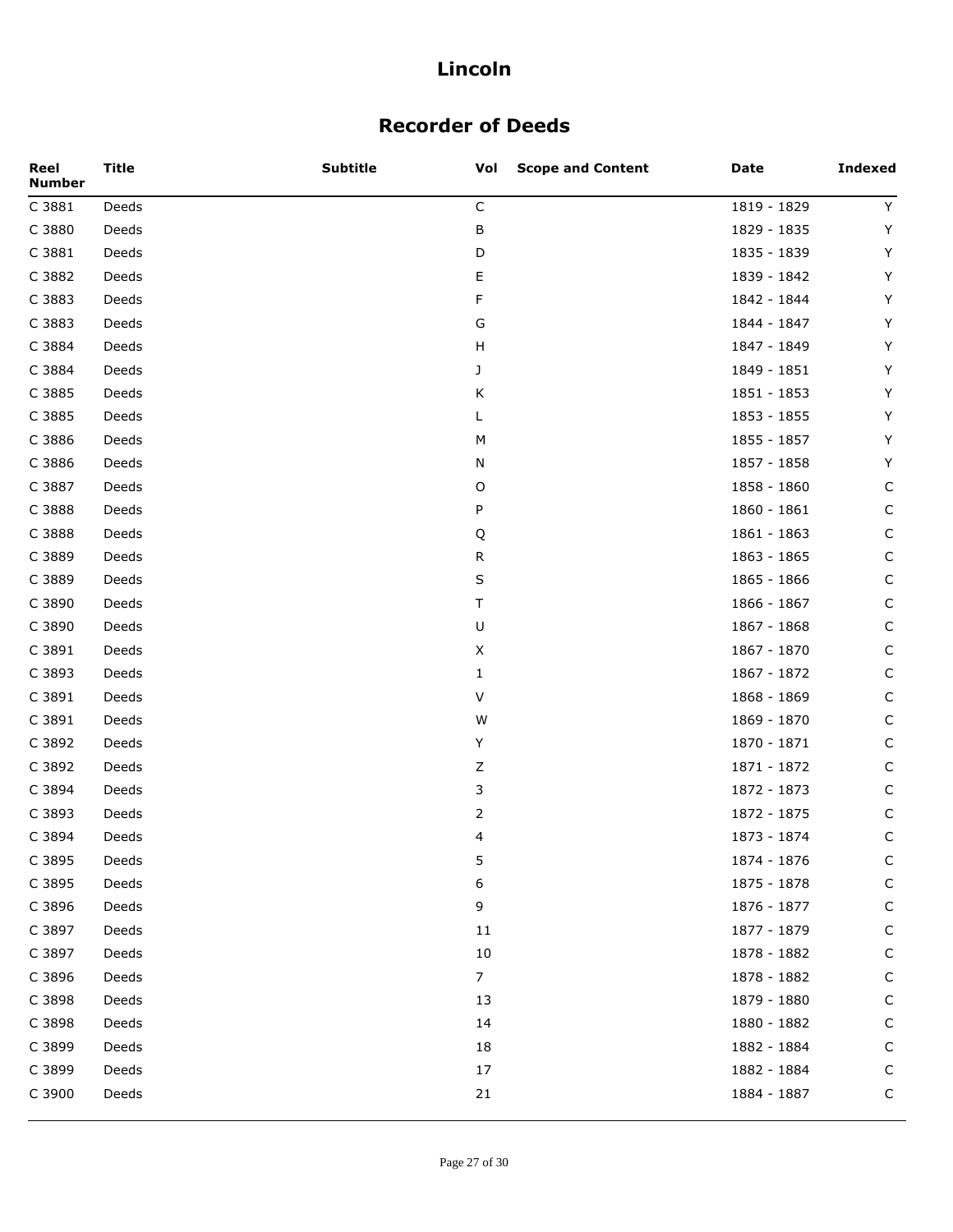# Lincoln

## Recorder of Deeds

| Reel Number | Title | Subtitle | Vol | Scope and Content | Date | Indexed |
|---|---|---|---|---|---|---|
| C 3881 | Deeds | | C | | 1819 - 1829 | Y |
| C 3880 | Deeds | | B | | 1829 - 1835 | Y |
| C 3881 | Deeds | | D | | 1835 - 1839 | Y |
| C 3882 | Deeds | | E | | 1839 - 1842 | Y |
| C 3883 | Deeds | | F | | 1842 - 1844 | Y |
| C 3883 | Deeds | | G | | 1844 - 1847 | Y |
| C 3884 | Deeds | | H | | 1847 - 1849 | Y |
| C 3884 | Deeds | | J | | 1849 - 1851 | Y |
| C 3885 | Deeds | | K | | 1851 - 1853 | Y |
| C 3885 | Deeds | | L | | 1853 - 1855 | Y |
| C 3886 | Deeds | | M | | 1855 - 1857 | Y |
| C 3886 | Deeds | | N | | 1857 - 1858 | Y |
| C 3887 | Deeds | | O | | 1858 - 1860 | C |
| C 3888 | Deeds | | P | | 1860 - 1861 | C |
| C 3888 | Deeds | | Q | | 1861 - 1863 | C |
| C 3889 | Deeds | | R | | 1863 - 1865 | C |
| C 3889 | Deeds | | S | | 1865 - 1866 | C |
| C 3890 | Deeds | | T | | 1866 - 1867 | C |
| C 3890 | Deeds | | U | | 1867 - 1868 | C |
| C 3891 | Deeds | | X | | 1867 - 1870 | C |
| C 3893 | Deeds | | 1 | | 1867 - 1872 | C |
| C 3891 | Deeds | | V | | 1868 - 1869 | C |
| C 3891 | Deeds | | W | | 1869 - 1870 | C |
| C 3892 | Deeds | | Y | | 1870 - 1871 | C |
| C 3892 | Deeds | | Z | | 1871 - 1872 | C |
| C 3894 | Deeds | | 3 | | 1872 - 1873 | C |
| C 3893 | Deeds | | 2 | | 1872 - 1875 | C |
| C 3894 | Deeds | | 4 | | 1873 - 1874 | C |
| C 3895 | Deeds | | 5 | | 1874 - 1876 | C |
| C 3895 | Deeds | | 6 | | 1875 - 1878 | C |
| C 3896 | Deeds | | 9 | | 1876 - 1877 | C |
| C 3897 | Deeds | | 11 | | 1877 - 1879 | C |
| C 3897 | Deeds | | 10 | | 1878 - 1882 | C |
| C 3896 | Deeds | | 7 | | 1878 - 1882 | C |
| C 3898 | Deeds | | 13 | | 1879 - 1880 | C |
| C 3898 | Deeds | | 14 | | 1880 - 1882 | C |
| C 3899 | Deeds | | 18 | | 1882 - 1884 | C |
| C 3899 | Deeds | | 17 | | 1882 - 1884 | C |
| C 3900 | Deeds | | 21 | | 1884 - 1887 | C |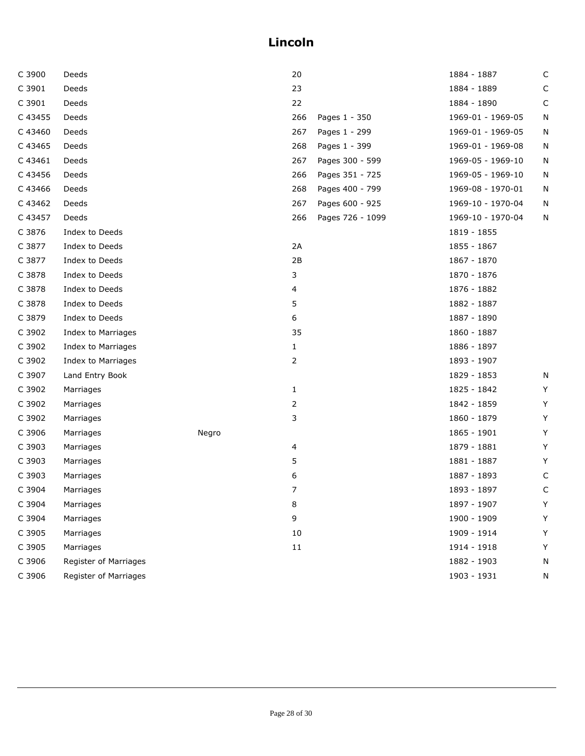# Lincoln

| | | | | | | |
|---|---|---|---|---|---|---|
| C 3900 | Deeds | | 20 | | 1884 - 1887 | C |
| C 3901 | Deeds | | 23 | | 1884 - 1889 | C |
| C 3901 | Deeds | | 22 | | 1884 - 1890 | C |
| C 43455 | Deeds | | 266 | Pages 1 - 350 | 1969-01 - 1969-05 | N |
| C 43460 | Deeds | | 267 | Pages 1 - 299 | 1969-01 - 1969-05 | N |
| C 43465 | Deeds | | 268 | Pages 1 - 399 | 1969-01 - 1969-08 | N |
| C 43461 | Deeds | | 267 | Pages 300 - 599 | 1969-05 - 1969-10 | N |
| C 43456 | Deeds | | 266 | Pages 351 - 725 | 1969-05 - 1969-10 | N |
| C 43466 | Deeds | | 268 | Pages 400 - 799 | 1969-08 - 1970-01 | N |
| C 43462 | Deeds | | 267 | Pages 600 - 925 | 1969-10 - 1970-04 | N |
| C 43457 | Deeds | | 266 | Pages 726 - 1099 | 1969-10 - 1970-04 | N |
| C 3876 | Index to Deeds | | | | 1819 - 1855 | |
| C 3877 | Index to Deeds | | 2A | | 1855 - 1867 | |
| C 3877 | Index to Deeds | | 2B | | 1867 - 1870 | |
| C 3878 | Index to Deeds | | 3 | | 1870 - 1876 | |
| C 3878 | Index to Deeds | | 4 | | 1876 - 1882 | |
| C 3878 | Index to Deeds | | 5 | | 1882 - 1887 | |
| C 3879 | Index to Deeds | | 6 | | 1887 - 1890 | |
| C 3902 | Index to Marriages | | 35 | | 1860 - 1887 | |
| C 3902 | Index to Marriages | | 1 | | 1886 - 1897 | |
| C 3902 | Index to Marriages | | 2 | | 1893 - 1907 | |
| C 3907 | Land Entry Book | | | | 1829 - 1853 | N |
| C 3902 | Marriages | | 1 | | 1825 - 1842 | Y |
| C 3902 | Marriages | | 2 | | 1842 - 1859 | Y |
| C 3902 | Marriages | | 3 | | 1860 - 1879 | Y |
| C 3906 | Marriages | Negro | | | 1865 - 1901 | Y |
| C 3903 | Marriages | | 4 | | 1879 - 1881 | Y |
| C 3903 | Marriages | | 5 | | 1881 - 1887 | Y |
| C 3903 | Marriages | | 6 | | 1887 - 1893 | C |
| C 3904 | Marriages | | 7 | | 1893 - 1897 | C |
| C 3904 | Marriages | | 8 | | 1897 - 1907 | Y |
| C 3904 | Marriages | | 9 | | 1900 - 1909 | Y |
| C 3905 | Marriages | | 10 | | 1909 - 1914 | Y |
| C 3905 | Marriages | | 11 | | 1914 - 1918 | Y |
| C 3906 | Register of Marriages | | | | 1882 - 1903 | N |
| C 3906 | Register of Marriages | | | | 1903 - 1931 | N |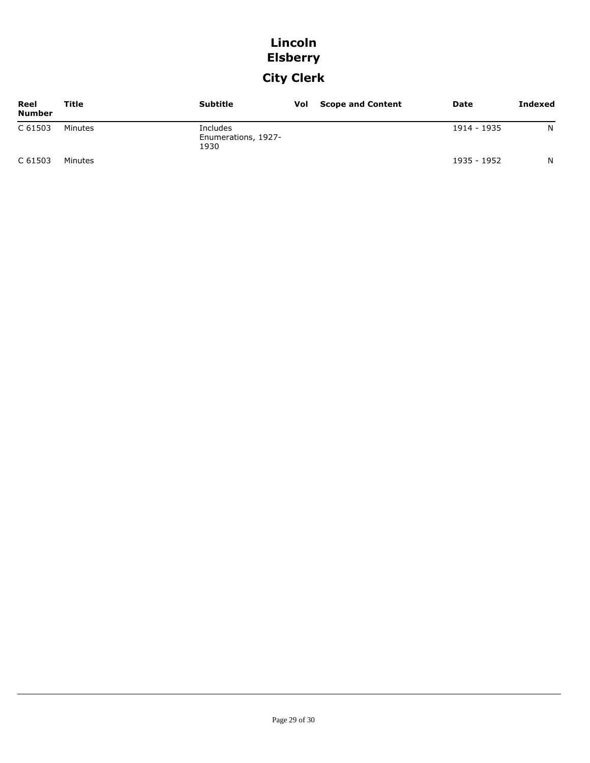# Lincoln
# Elsberry
## City Clerk

| Reel Number | Title | Subtitle | Vol | Scope and Content | Date | Indexed |
|---|---|---|---|---|---|---|
| C 61503 | Minutes | Includes Enumerations, 1927-1930 | | | 1914 - 1935 | N |
| C 61503 | Minutes | | | | 1935 - 1952 | N |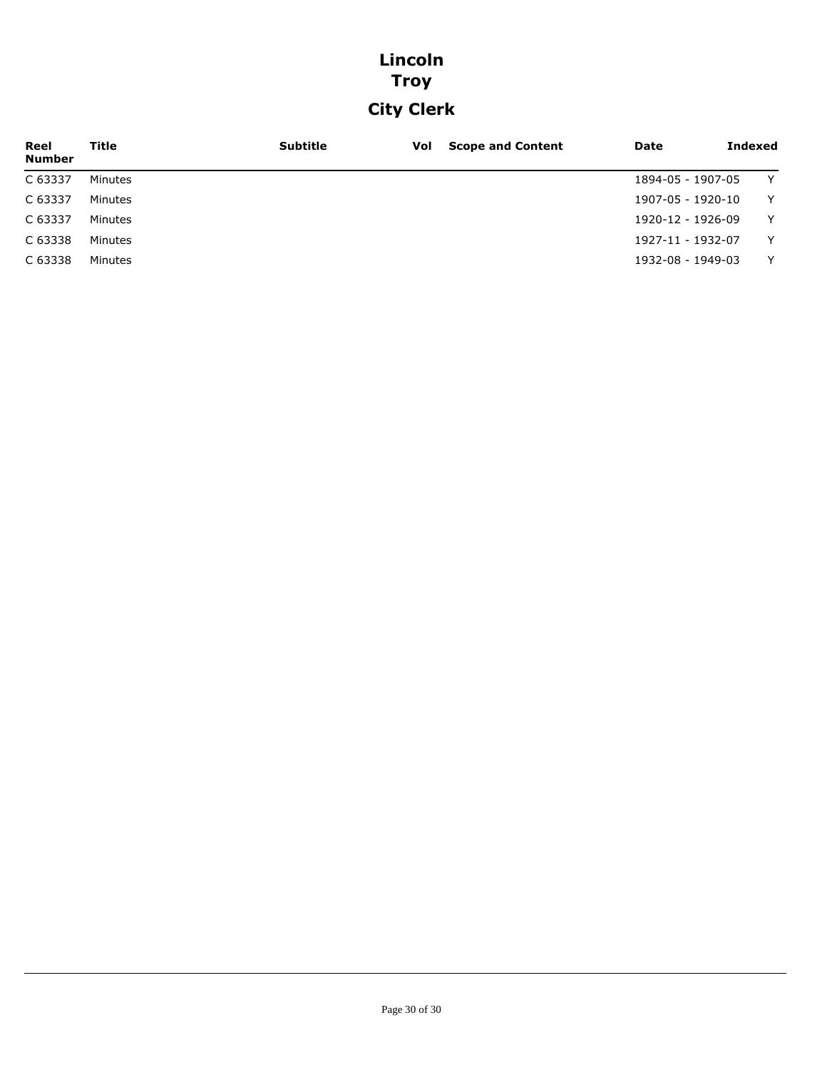# Lincoln
## Troy
## City Clerk

| Reel Number | Title | Subtitle | Vol | Scope and Content | Date | Indexed |
|---|---|---|---|---|---|---|
| C 63337 | Minutes | | | | 1894-05 - 1907-05 | Y |
| C 63337 | Minutes | | | | 1907-05 - 1920-10 | Y |
| C 63337 | Minutes | | | | 1920-12 - 1926-09 | Y |
| C 63338 | Minutes | | | | 1927-11 - 1932-07 | Y |
| C 63338 | Minutes | | | | 1932-08 - 1949-03 | Y |